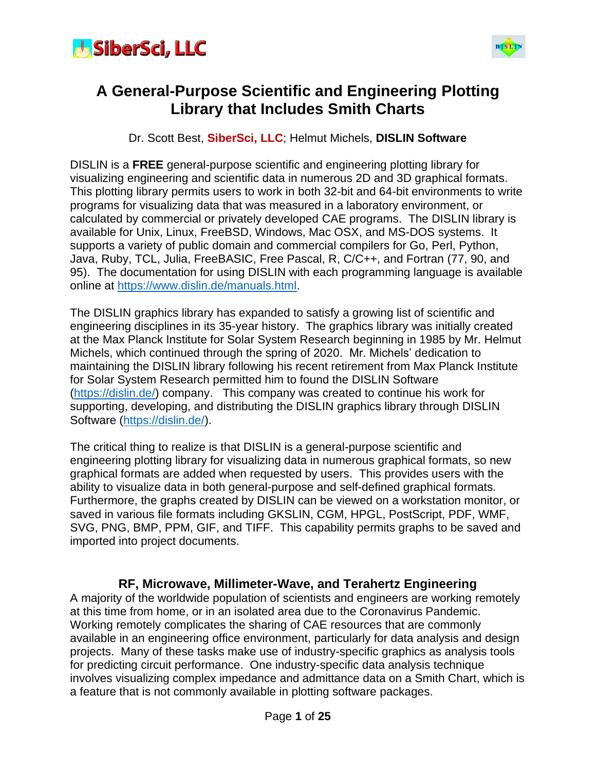# A General-Purpose Scientific and Engineering Plotting Library that Includes Smith Charts

Dr. Scott Best, **SiberSci, LLC**; Helmut Michels, **DISLIN Software**

DISLIN is a **FREE** general-purpose scientific and engineering plotting library for visualizing engineering and scientific data in numerous 2D and 3D graphical formats. This plotting library permits users to work in both 32-bit and 64-bit environments to write programs for visualizing data that was measured in a laboratory environment, or calculated by commercial or privately developed CAE programs. The DISLIN library is available for Unix, Linux, FreeBSD, Windows, Mac OSX, and MS-DOS systems. It supports a variety of public domain and commercial compilers for Go, Perl, Python, Java, Ruby, TCL, Julia, FreeBASIC, Free Pascal, R, C/C++, and Fortran (77, 90, and 95). The documentation for using DISLIN with each programming language is available online at https://www.dislin.de/manuals.html.

The DISLIN graphics library has expanded to satisfy a growing list of scientific and engineering disciplines in its 35-year history. The graphics library was initially created at the Max Planck Institute for Solar System Research beginning in 1985 by Mr. Helmut Michels, which continued through the spring of 2020. Mr. Michels' dedication to maintaining the DISLIN library following his recent retirement from Max Planck Institute for Solar System Research permitted him to found the DISLIN Software (https://dislin.de/) company. This company was created to continue his work for supporting, developing, and distributing the DISLIN graphics library through DISLIN Software (https://dislin.de/).

The critical thing to realize is that DISLIN is a general-purpose scientific and engineering plotting library for visualizing data in numerous graphical formats, so new graphical formats are added when requested by users. This provides users with the ability to visualize data in both general-purpose and self-defined graphical formats. Furthermore, the graphs created by DISLIN can be viewed on a workstation monitor, or saved in various file formats including GKSLIN, CGM, HPGL, PostScript, PDF, WMF, SVG, PNG, BMP, PPM, GIF, and TIFF. This capability permits graphs to be saved and imported into project documents.

## RF, Microwave, Millimeter-Wave, and Terahertz Engineering

A majority of the worldwide population of scientists and engineers are working remotely at this time from home, or in an isolated area due to the Coronavirus Pandemic. Working remotely complicates the sharing of CAE resources that are commonly available in an engineering office environment, particularly for data analysis and design projects. Many of these tasks make use of industry-specific graphics as analysis tools for predicting circuit performance. One industry-specific data analysis technique involves visualizing complex impedance and admittance data on a Smith Chart, which is a feature that is not commonly available in plotting software packages.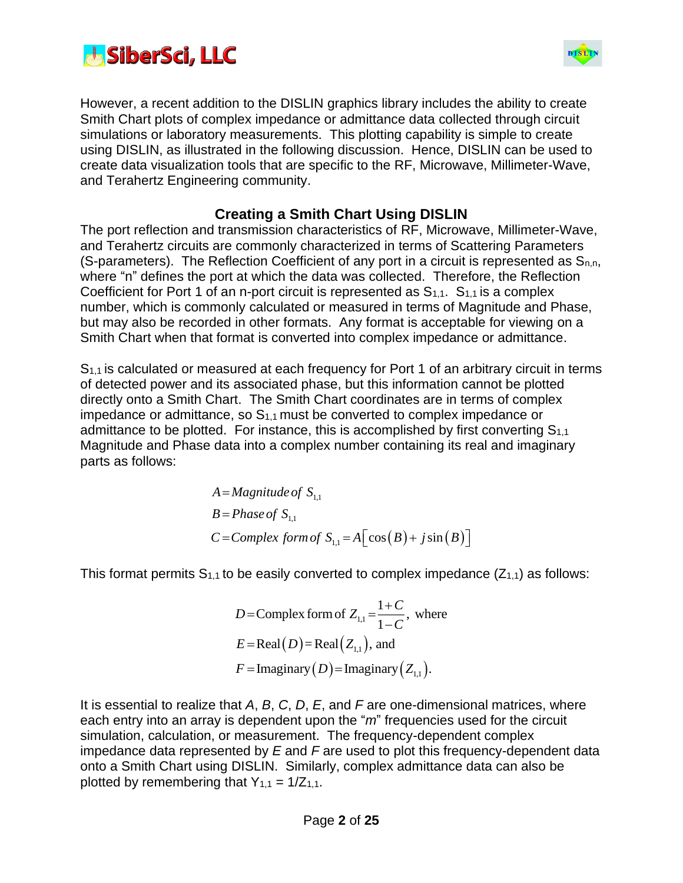However, a recent addition to the DISLIN graphics library includes the ability to create Smith Chart plots of complex impedance or admittance data collected through circuit simulations or laboratory measurements. This plotting capability is simple to create using DISLIN, as illustrated in the following discussion. Hence, DISLIN can be used to create data visualization tools that are specific to the RF, Microwave, Millimeter-Wave, and Terahertz Engineering community.

## Creating a Smith Chart Using DISLIN

The port reflection and transmission characteristics of RF, Microwave, Millimeter-Wave, and Terahertz circuits are commonly characterized in terms of Scattering Parameters (S-parameters). The Reflection Coefficient of any port in a circuit is represented as $S_{n,n}$, where "n" defines the port at which the data was collected. Therefore, the Reflection Coefficient for Port 1 of an n-port circuit is represented as $S_{1,1}$. $S_{1,1}$ is a complex number, which is commonly calculated or measured in terms of Magnitude and Phase, but may also be recorded in other formats. Any format is acceptable for viewing on a Smith Chart when that format is converted into complex impedance or admittance.

$S_{1,1}$ is calculated or measured at each frequency for Port 1 of an arbitrary circuit in terms of detected power and its associated phase, but this information cannot be plotted directly onto a Smith Chart. The Smith Chart coordinates are in terms of complex impedance or admittance, so $S_{1,1}$ must be converted to complex impedance or admittance to be plotted. For instance, this is accomplished by first converting $S_{1,1}$ Magnitude and Phase data into a complex number containing its real and imaginary parts as follows:

$$A = Magnitude\ of\ S_{1,1}$$
$$B = Phase\ of\ S_{1,1}$$
$$C = Complex\ form\ of\ S_{1,1} = A\left[\cos(B) + j\sin(B)\right]$$

This format permits $S_{1,1}$ to be easily converted to complex impedance ($Z_{1,1}$) as follows:

$$D = \text{Complex form of } Z_{1,1} = \frac{1+C}{1-C}, \text{ where}$$
$$E = \text{Real}(D) = \text{Real}(Z_{1,1}), \text{ and}$$
$$F = \text{Imaginary}(D) = \text{Imaginary}(Z_{1,1}).$$

It is essential to realize that *A*, *B*, *C*, *D*, *E*, and *F* are one-dimensional matrices, where each entry into an array is dependent upon the "*m*" frequencies used for the circuit simulation, calculation, or measurement. The frequency-dependent complex impedance data represented by *E* and *F* are used to plot this frequency-dependent data onto a Smith Chart using DISLIN. Similarly, complex admittance data can also be plotted by remembering that $Y_{1,1} = 1/Z_{1,1}$.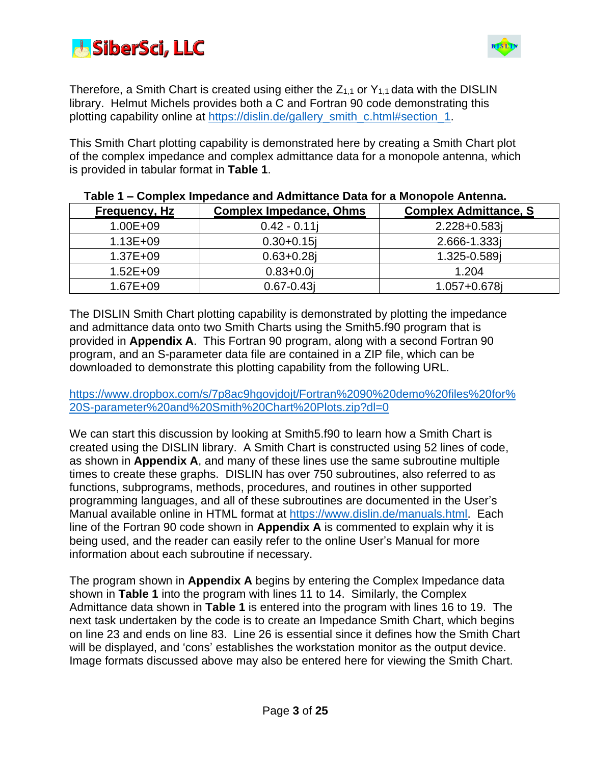Therefore, a Smith Chart is created using either the $Z_{1,1}$ or $Y_{1,1}$ data with the DISLIN library. Helmut Michels provides both a C and Fortran 90 code demonstrating this plotting capability online at https://dislin.de/gallery_smith_c.html#section_1.

This Smith Chart plotting capability is demonstrated here by creating a Smith Chart plot of the complex impedance and complex admittance data for a monopole antenna, which is provided in tabular format in **Table 1**.

**Table 1 – Complex Impedance and Admittance Data for a Monopole Antenna.**

| Frequency, Hz | Complex Impedance, Ohms | Complex Admittance, S |
|---|---|---|
| 1.00E+09 | 0.42 - 0.11j | 2.228+0.583j |
| 1.13E+09 | 0.30+0.15j | 2.666-1.333j |
| 1.37E+09 | 0.63+0.28j | 1.325-0.589j |
| 1.52E+09 | 0.83+0.0j | 1.204 |
| 1.67E+09 | 0.67-0.43j | 1.057+0.678j |

The DISLIN Smith Chart plotting capability is demonstrated by plotting the impedance and admittance data onto two Smith Charts using the Smith5.f90 program that is provided in **Appendix A**. This Fortran 90 program, along with a second Fortran 90 program, and an S-parameter data file are contained in a ZIP file, which can be downloaded to demonstrate this plotting capability from the following URL.

https://www.dropbox.com/s/7p8ac9hgovjdojt/Fortran%2090%20demo%20files%20for%20S-parameter%20and%20Smith%20Chart%20Plots.zip?dl=0

We can start this discussion by looking at Smith5.f90 to learn how a Smith Chart is created using the DISLIN library. A Smith Chart is constructed using 52 lines of code, as shown in **Appendix A**, and many of these lines use the same subroutine multiple times to create these graphs. DISLIN has over 750 subroutines, also referred to as functions, subprograms, methods, procedures, and routines in other supported programming languages, and all of these subroutines are documented in the User's Manual available online in HTML format at https://www.dislin.de/manuals.html. Each line of the Fortran 90 code shown in **Appendix A** is commented to explain why it is being used, and the reader can easily refer to the online User's Manual for more information about each subroutine if necessary.

The program shown in **Appendix A** begins by entering the Complex Impedance data shown in **Table 1** into the program with lines 11 to 14. Similarly, the Complex Admittance data shown in **Table 1** is entered into the program with lines 16 to 19. The next task undertaken by the code is to create an Impedance Smith Chart, which begins on line 23 and ends on line 83. Line 26 is essential since it defines how the Smith Chart will be displayed, and 'cons' establishes the workstation monitor as the output device. Image formats discussed above may also be entered here for viewing the Smith Chart.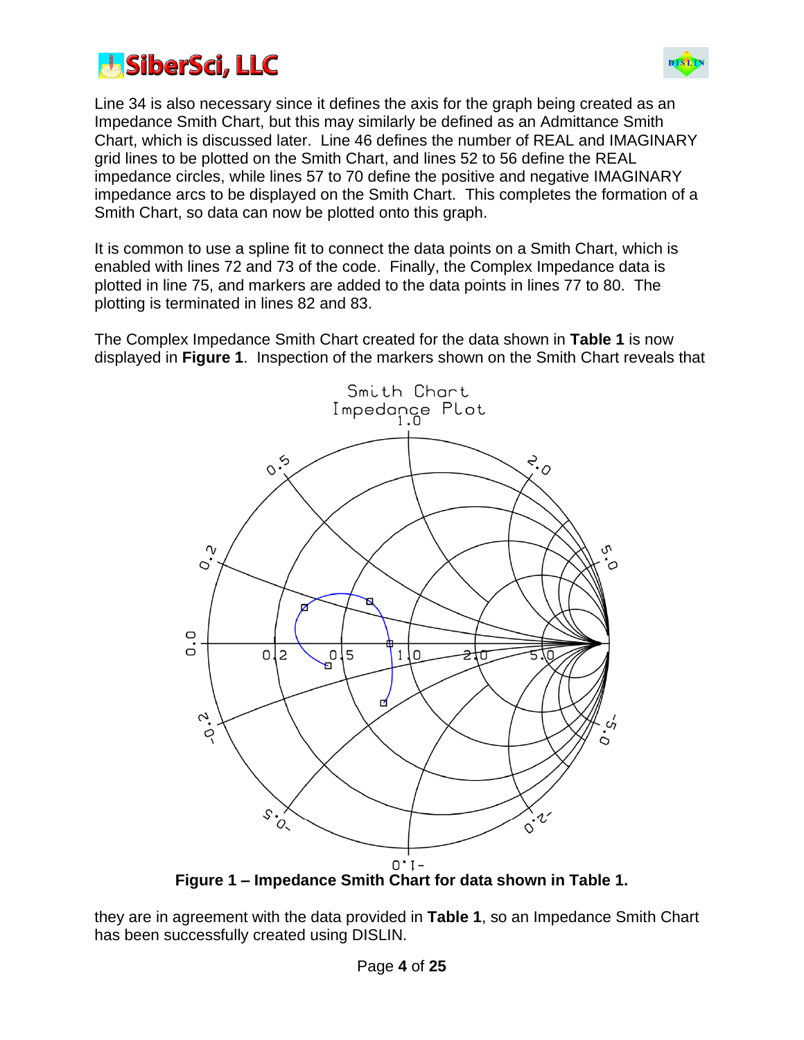Line 34 is also necessary since it defines the axis for the graph being created as an Impedance Smith Chart, but this may similarly be defined as an Admittance Smith Chart, which is discussed later. Line 46 defines the number of REAL and IMAGINARY grid lines to be plotted on the Smith Chart, and lines 52 to 56 define the REAL impedance circles, while lines 57 to 70 define the positive and negative IMAGINARY impedance arcs to be displayed on the Smith Chart. This completes the formation of a Smith Chart, so data can now be plotted onto this graph.

It is common to use a spline fit to connect the data points on a Smith Chart, which is enabled with lines 72 and 73 of the code. Finally, the Complex Impedance data is plotted in line 75, and markers are added to the data points in lines 77 to 80. The plotting is terminated in lines 82 and 83.

The Complex Impedance Smith Chart created for the data shown in **Table 1** is now displayed in **Figure 1**. Inspection of the markers shown on the Smith Chart reveals that

**Figure 1 – Impedance Smith Chart for data shown in Table 1.**

they are in agreement with the data provided in **Table 1**, so an Impedance Smith Chart has been successfully created using DISLIN.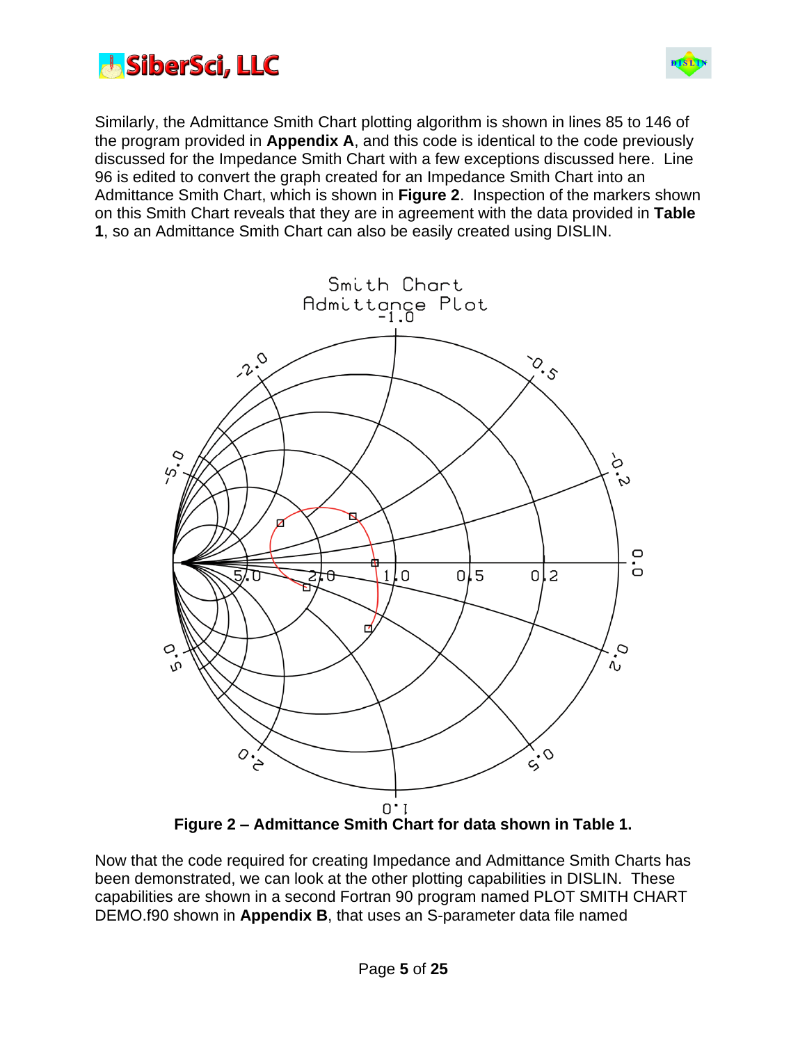Similarly, the Admittance Smith Chart plotting algorithm is shown in lines 85 to 146 of the program provided in **Appendix A**, and this code is identical to the code previously discussed for the Impedance Smith Chart with a few exceptions discussed here. Line 96 is edited to convert the graph created for an Impedance Smith Chart into an Admittance Smith Chart, which is shown in **Figure 2**. Inspection of the markers shown on this Smith Chart reveals that they are in agreement with the data provided in **Table 1**, so an Admittance Smith Chart can also be easily created using DISLIN.

**Figure 2 – Admittance Smith Chart for data shown in Table 1.**

Now that the code required for creating Impedance and Admittance Smith Charts has been demonstrated, we can look at the other plotting capabilities in DISLIN. These capabilities are shown in a second Fortran 90 program named PLOT SMITH CHART DEMO.f90 shown in **Appendix B**, that uses an S-parameter data file named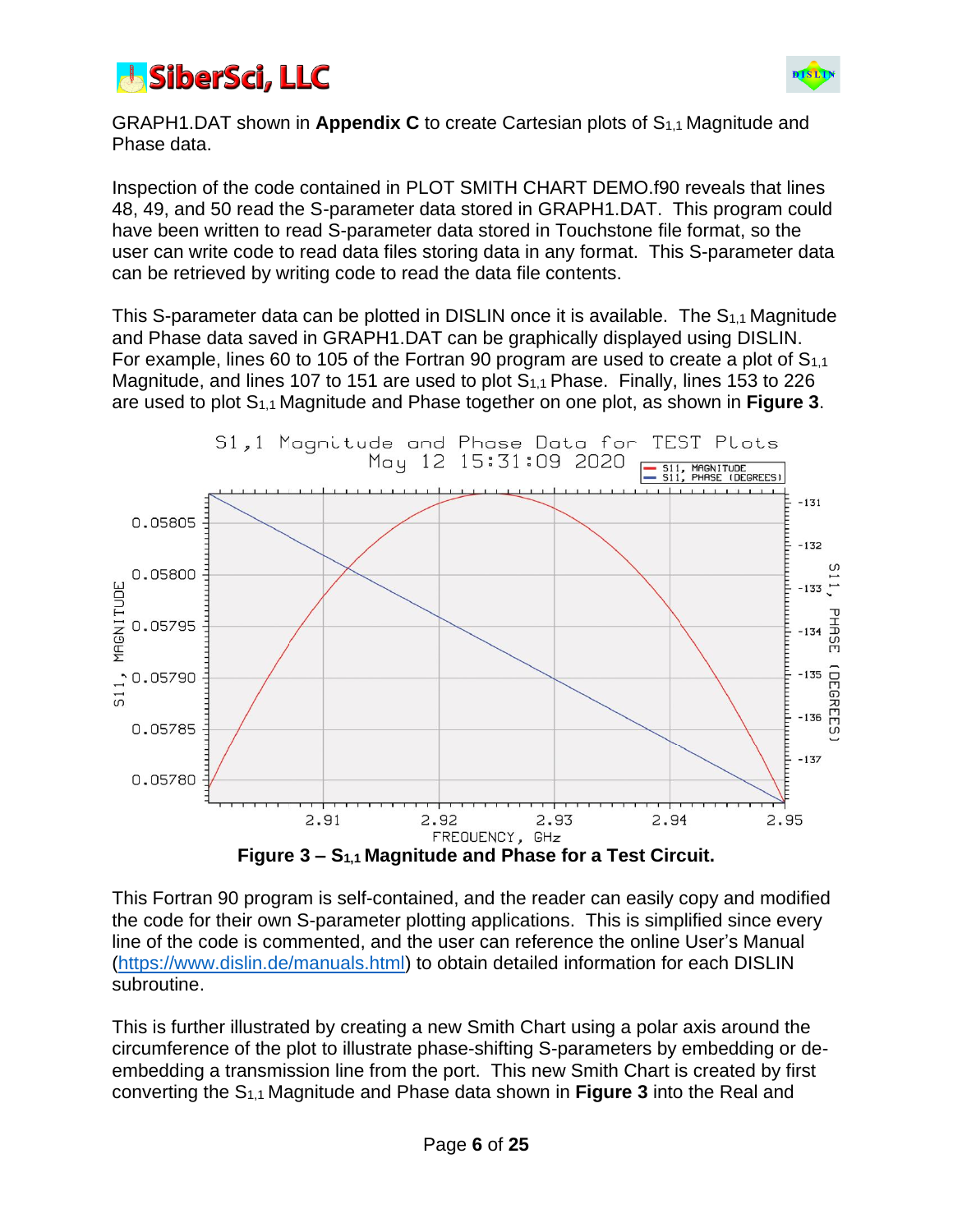GRAPH1.DAT shown in **Appendix C** to create Cartesian plots of $S_{1,1}$ Magnitude and Phase data.

Inspection of the code contained in PLOT SMITH CHART DEMO.f90 reveals that lines 48, 49, and 50 read the S-parameter data stored in GRAPH1.DAT. This program could have been written to read S-parameter data stored in Touchstone file format, so the user can write code to read data files storing data in any format. This S-parameter data can be retrieved by writing code to read the data file contents.

This S-parameter data can be plotted in DISLIN once it is available. The $S_{1,1}$ Magnitude and Phase data saved in GRAPH1.DAT can be graphically displayed using DISLIN. For example, lines 60 to 105 of the Fortran 90 program are used to create a plot of $S_{1,1}$ Magnitude, and lines 107 to 151 are used to plot $S_{1,1}$ Phase. Finally, lines 153 to 226 are used to plot $S_{1,1}$ Magnitude and Phase together on one plot, as shown in **Figure 3**.

**Figure 3 – $S_{1,1}$ Magnitude and Phase for a Test Circuit.**

This Fortran 90 program is self-contained, and the reader can easily copy and modified the code for their own S-parameter plotting applications. This is simplified since every line of the code is commented, and the user can reference the online User's Manual (https://www.dislin.de/manuals.html) to obtain detailed information for each DISLIN subroutine.

This is further illustrated by creating a new Smith Chart using a polar axis around the circumference of the plot to illustrate phase-shifting S-parameters by embedding or de-embedding a transmission line from the port. This new Smith Chart is created by first converting the $S_{1,1}$ Magnitude and Phase data shown in **Figure 3** into the Real and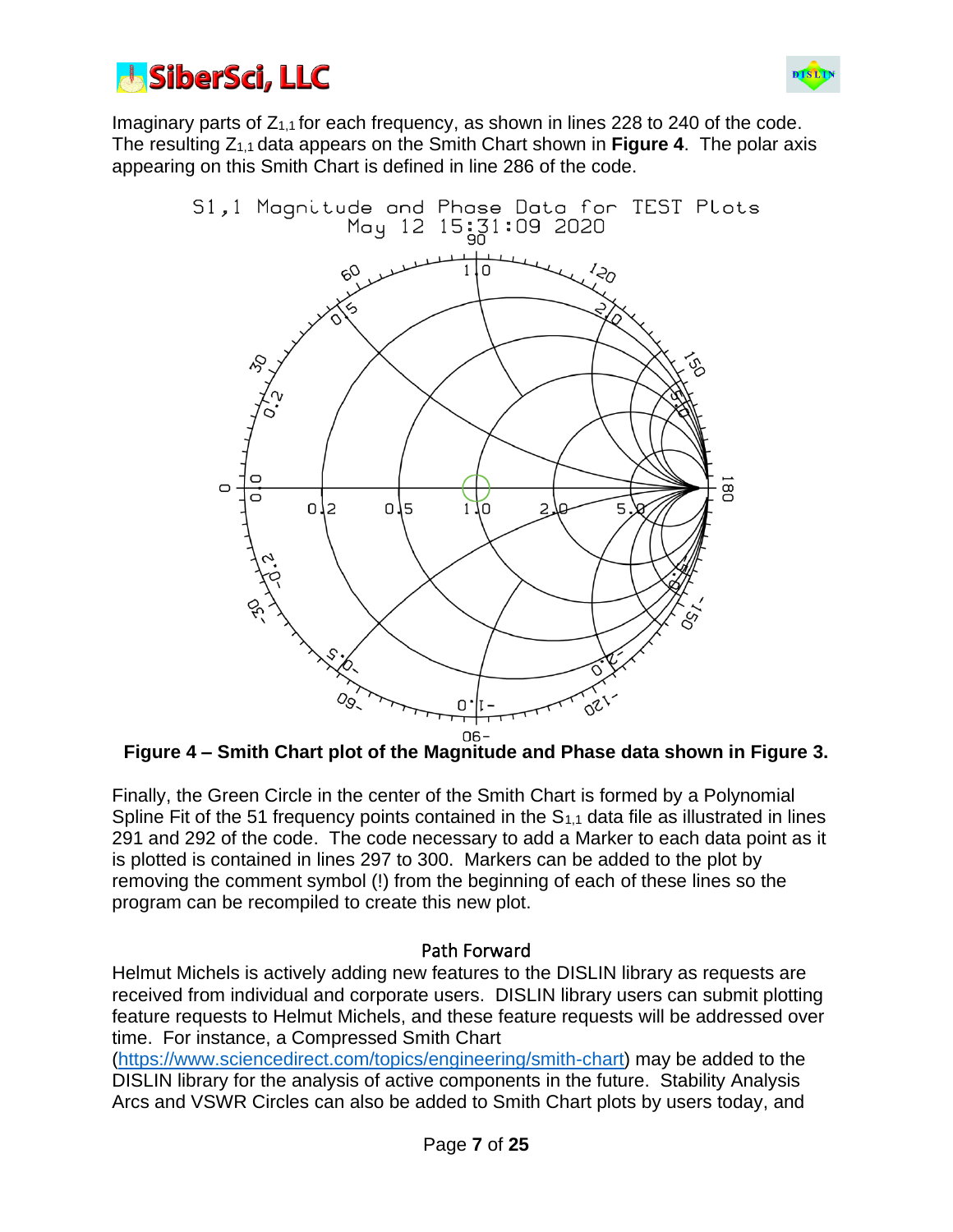Imaginary parts of $Z_{1,1}$ for each frequency, as shown in lines 228 to 240 of the code. The resulting $Z_{1,1}$ data appears on the Smith Chart shown in **Figure 4**. The polar axis appearing on this Smith Chart is defined in line 286 of the code.

**Figure 4 – Smith Chart plot of the Magnitude and Phase data shown in Figure 3.**

Finally, the Green Circle in the center of the Smith Chart is formed by a Polynomial Spline Fit of the 51 frequency points contained in the $S_{1,1}$ data file as illustrated in lines 291 and 292 of the code. The code necessary to add a Marker to each data point as it is plotted is contained in lines 297 to 300. Markers can be added to the plot by removing the comment symbol (!) from the beginning of each of these lines so the program can be recompiled to create this new plot.

## Path Forward

Helmut Michels is actively adding new features to the DISLIN library as requests are received from individual and corporate users. DISLIN library users can submit plotting feature requests to Helmut Michels, and these feature requests will be addressed over time. For instance, a Compressed Smith Chart (https://www.sciencedirect.com/topics/engineering/smith-chart) may be added to the DISLIN library for the analysis of active components in the future. Stability Analysis Arcs and VSWR Circles can also be added to Smith Chart plots by users today, and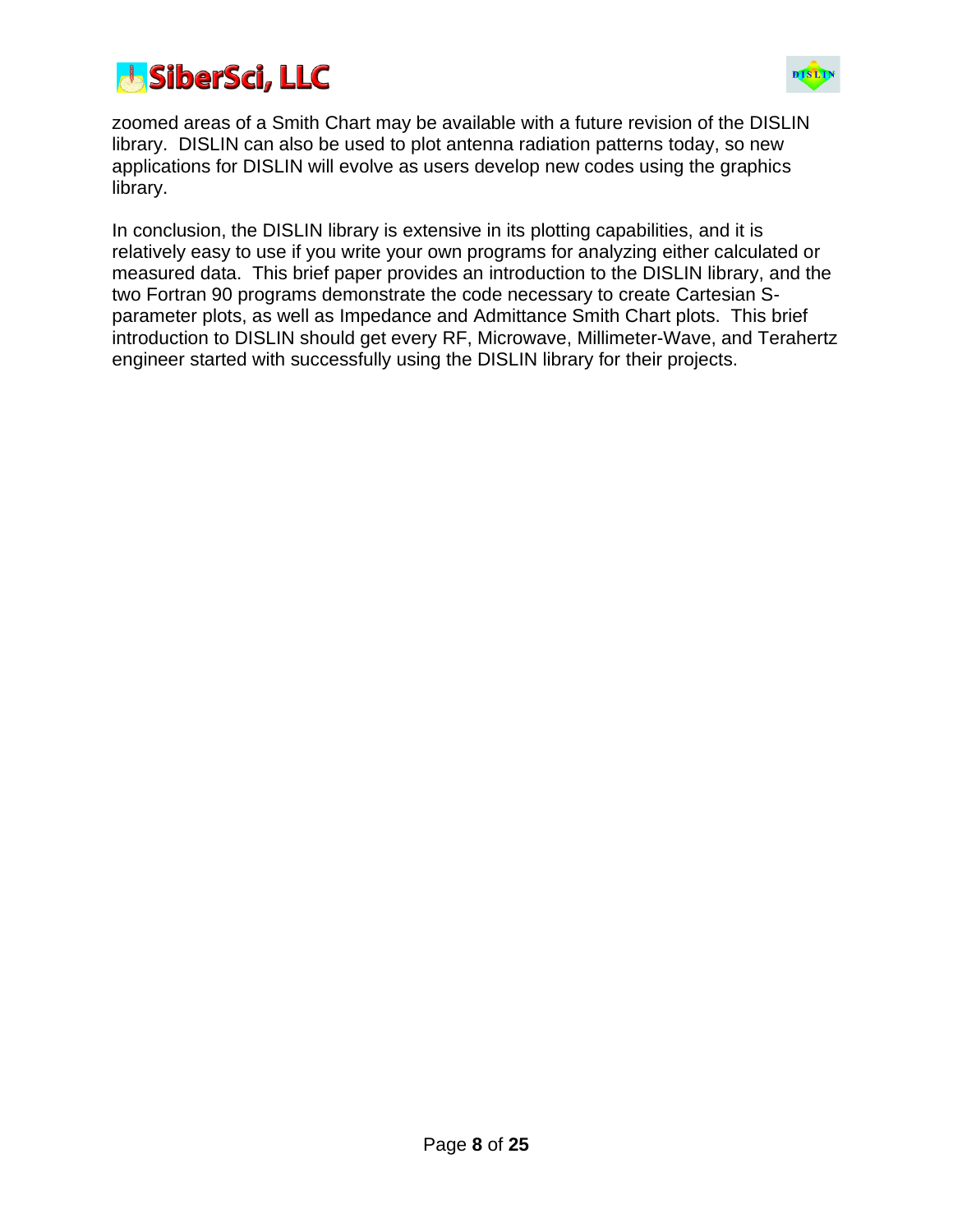zoomed areas of a Smith Chart may be available with a future revision of the DISLIN library. DISLIN can also be used to plot antenna radiation patterns today, so new applications for DISLIN will evolve as users develop new codes using the graphics library.

In conclusion, the DISLIN library is extensive in its plotting capabilities, and it is relatively easy to use if you write your own programs for analyzing either calculated or measured data. This brief paper provides an introduction to the DISLIN library, and the two Fortran 90 programs demonstrate the code necessary to create Cartesian S-parameter plots, as well as Impedance and Admittance Smith Chart plots. This brief introduction to DISLIN should get every RF, Microwave, Millimeter-Wave, and Terahertz engineer started with successfully using the DISLIN library for their projects.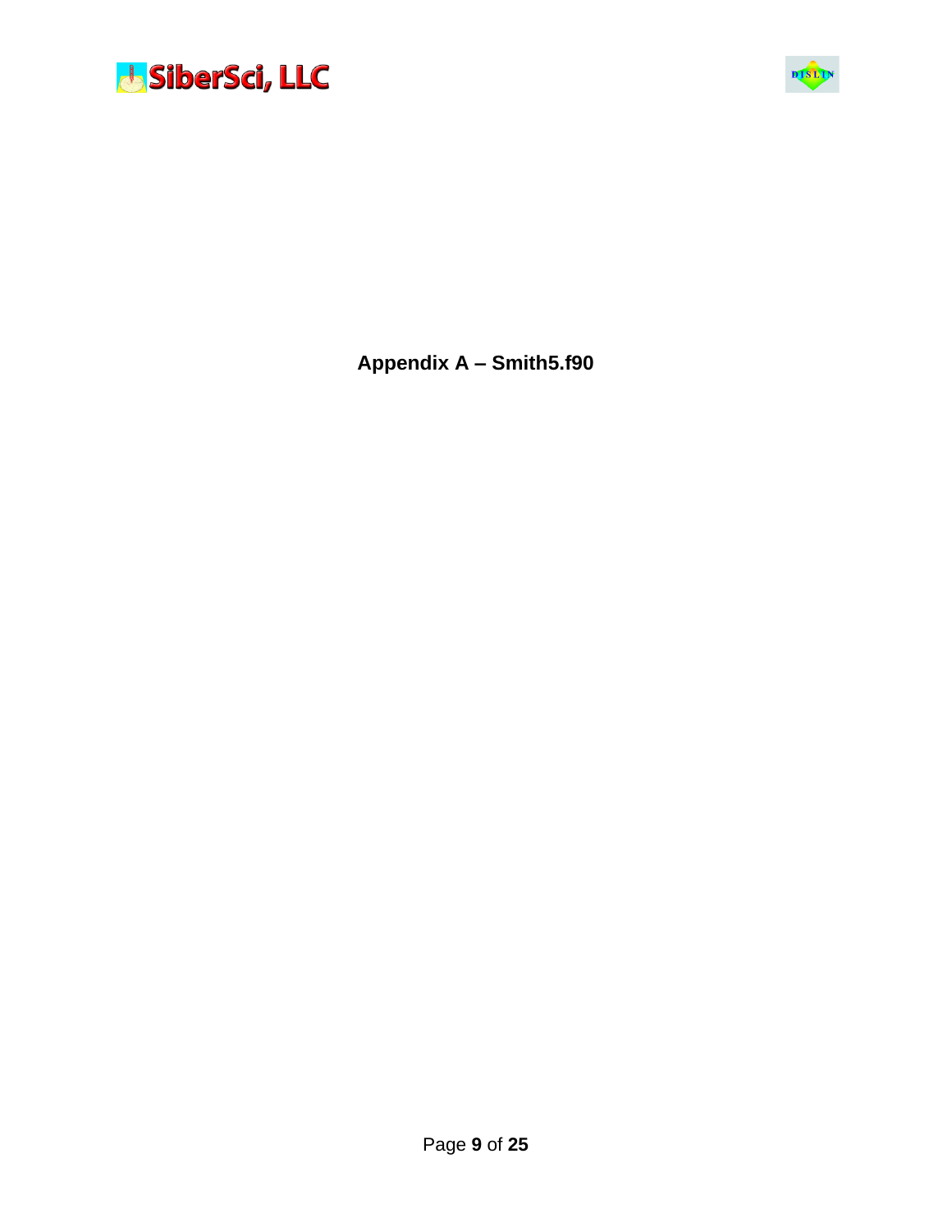# Appendix A – Smith5.f90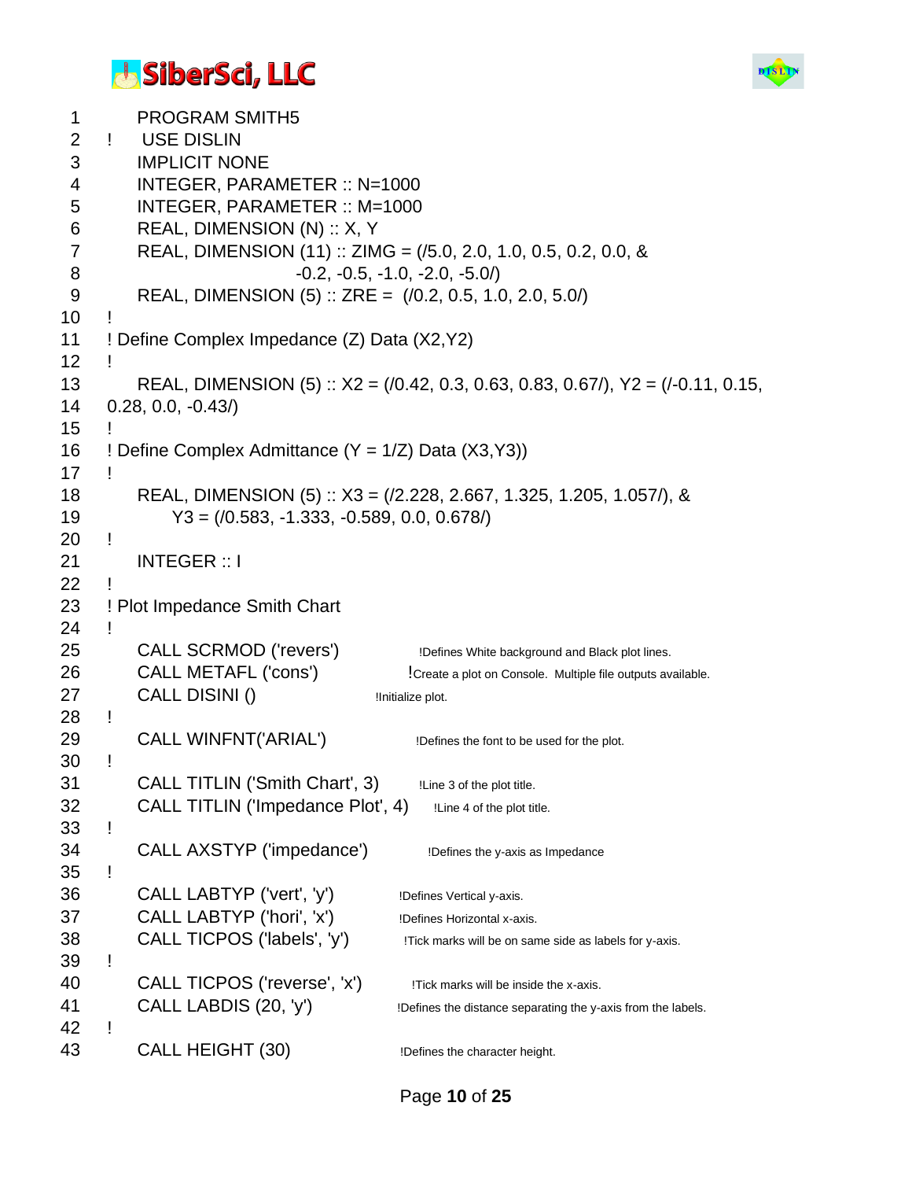```
1        PROGRAM SMITH5
2    !    USE DISLIN
3        IMPLICIT NONE
4        INTEGER, PARAMETER :: N=1000
5        INTEGER, PARAMETER :: M=1000
6        REAL, DIMENSION (N) :: X, Y
7        REAL, DIMENSION (11) :: ZIMG = (/5.0, 2.0, 1.0, 0.5, 0.2, 0.0, &
8                               -0.2, -0.5, -1.0, -2.0, -5.0/)
9        REAL, DIMENSION (5) :: ZRE =  (/0.2, 0.5, 1.0, 2.0, 5.0/)
10   !
11   ! Define Complex Impedance (Z) Data (X2,Y2)
12   !
13       REAL, DIMENSION (5) :: X2 = (/0.42, 0.3, 0.63, 0.83, 0.67/), Y2 = (/-0.11, 0.15,
14   0.28, 0.0, -0.43/)
15   !
16   ! Define Complex Admittance (Y = 1/Z) Data (X3,Y3))
17   !
18       REAL, DIMENSION (5) :: X3 = (/2.228, 2.667, 1.325, 1.205, 1.057/), &
19           Y3 = (/0.583, -1.333, -0.589, 0.0, 0.678/)
20   !
21       INTEGER :: I
22   !
23   ! Plot Impedance Smith Chart
24   !
25       CALL SCRMOD ('revers')           !Defines White background and Black plot lines.
26       CALL METAFL ('cons')             !Create a plot on Console.  Multiple file outputs available.
27       CALL DISINI ()                   !Initialize plot.
28   !
29       CALL WINFNT('ARIAL')             !Defines the font to be used for the plot.
30   !
31       CALL TITLIN ('Smith Chart', 3)   !Line 3 of the plot title.
32       CALL TITLIN ('Impedance Plot', 4)   !Line 4 of the plot title.
33   !
34       CALL AXSTYP ('impedance')        !Defines the y-axis as Impedance
35   !
36       CALL LABTYP ('vert', 'y')        !Defines Vertical y-axis.
37       CALL LABTYP ('hori', 'x')        !Defines Horizontal x-axis.
38       CALL TICPOS ('labels', 'y')      !Tick marks will be on same side as labels for y-axis.
39   !
40       CALL TICPOS ('reverse', 'x')     !Tick marks will be inside the x-axis.
41       CALL LABDIS (20, 'y')            !Defines the distance separating the y-axis from the labels.
42   !
43       CALL HEIGHT (30)                 !Defines the character height.
```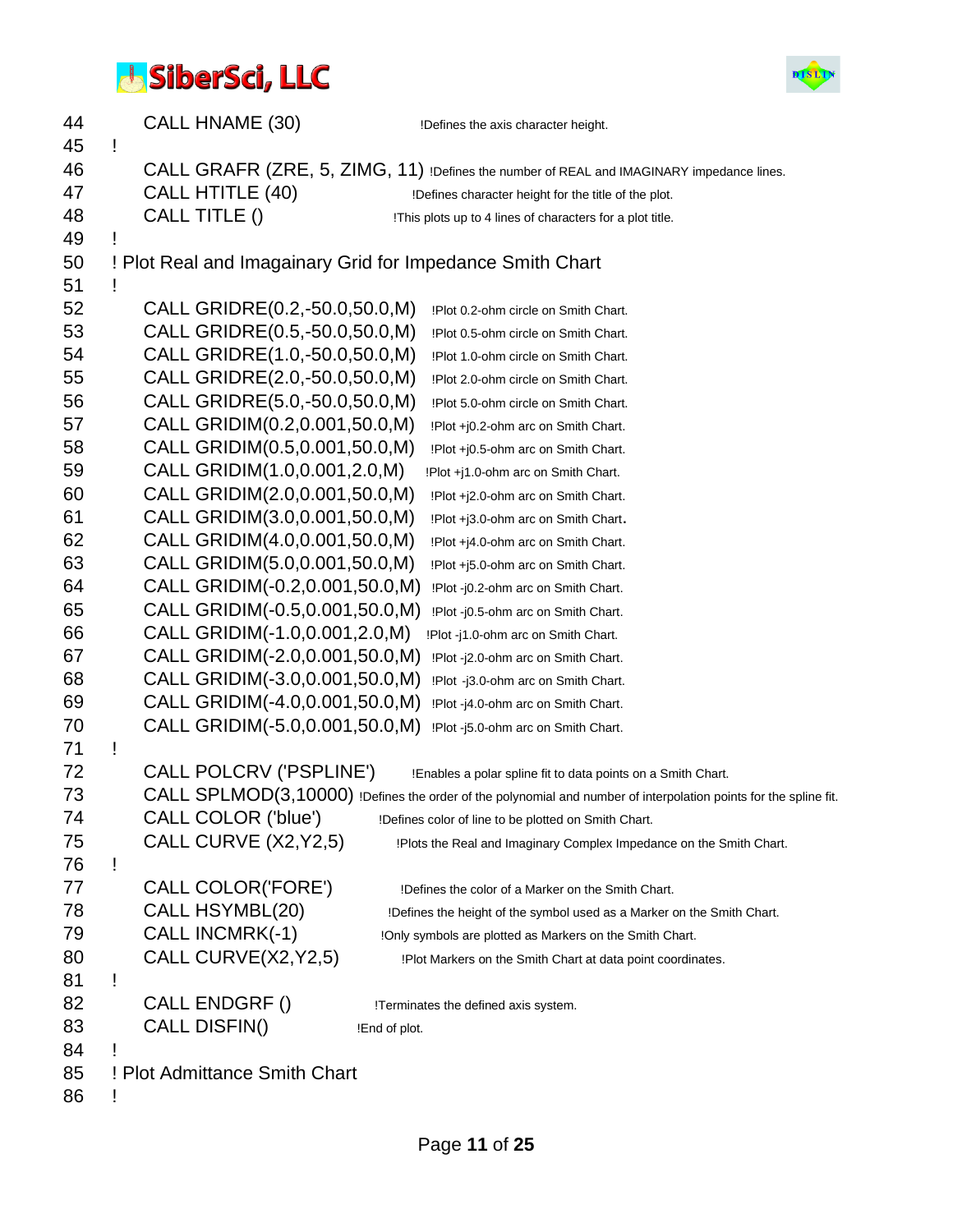```
44        CALL HNAME (30)                  !Defines the axis character height.
45   !
46        CALL GRAFR (ZRE, 5, ZIMG, 11) !Defines the number of REAL and IMAGINARY impedance lines.
47        CALL HTITLE (40)                 !Defines character height for the title of the plot.
48        CALL TITLE ()                    !This plots up to 4 lines of characters for a plot title.
49   !
50   ! Plot Real and Imagainary Grid for Impedance Smith Chart
51   !
52        CALL GRIDRE(0.2,-50.0,50.0,M)    !Plot 0.2-ohm circle on Smith Chart.
53        CALL GRIDRE(0.5,-50.0,50.0,M)    !Plot 0.5-ohm circle on Smith Chart.
54        CALL GRIDRE(1.0,-50.0,50.0,M)    !Plot 1.0-ohm circle on Smith Chart.
55        CALL GRIDRE(2.0,-50.0,50.0,M)    !Plot 2.0-ohm circle on Smith Chart.
56        CALL GRIDRE(5.0,-50.0,50.0,M)    !Plot 5.0-ohm circle on Smith Chart.
57        CALL GRIDIM(0.2,0.001,50.0,M)    !Plot +j0.2-ohm arc on Smith Chart.
58        CALL GRIDIM(0.5,0.001,50.0,M)    !Plot +j0.5-ohm arc on Smith Chart.
59        CALL GRIDIM(1.0,0.001,2.0,M)     !Plot +j1.0-ohm arc on Smith Chart.
60        CALL GRIDIM(2.0,0.001,50.0,M)    !Plot +j2.0-ohm arc on Smith Chart.
61        CALL GRIDIM(3.0,0.001,50.0,M)    !Plot +j3.0-ohm arc on Smith Chart.
62        CALL GRIDIM(4.0,0.001,50.0,M)    !Plot +j4.0-ohm arc on Smith Chart.
63        CALL GRIDIM(5.0,0.001,50.0,M)    !Plot +j5.0-ohm arc on Smith Chart.
64        CALL GRIDIM(-0.2,0.001,50.0,M)   !Plot -j0.2-ohm arc on Smith Chart.
65        CALL GRIDIM(-0.5,0.001,50.0,M)   !Plot -j0.5-ohm arc on Smith Chart.
66        CALL GRIDIM(-1.0,0.001,2.0,M)    !Plot -j1.0-ohm arc on Smith Chart.
67        CALL GRIDIM(-2.0,0.001,50.0,M)   !Plot -j2.0-ohm arc on Smith Chart.
68        CALL GRIDIM(-3.0,0.001,50.0,M)   !Plot  -j3.0-ohm arc on Smith Chart.
69        CALL GRIDIM(-4.0,0.001,50.0,M)   !Plot -j4.0-ohm arc on Smith Chart.
70        CALL GRIDIM(-5.0,0.001,50.0,M)   !Plot -j5.0-ohm arc on Smith Chart.
71   !
72        CALL POLCRV ('PSPLINE')          !Enables a polar spline fit to data points on a Smith Chart.
73        CALL SPLMOD(3,10000) !Defines the order of the polynomial and number of interpolation points for the spline fit.
74        CALL COLOR ('blue')              !Defines color of line to be plotted on Smith Chart.
75        CALL CURVE (X2,Y2,5)             !Plots the Real and Imaginary Complex Impedance on the Smith Chart.
76   !
77        CALL COLOR('FORE')               !Defines the color of a Marker on the Smith Chart.
78        CALL HSYMBL(20)                  !Defines the height of the symbol used as a Marker on the Smith Chart.
79        CALL INCMRK(-1)                  !Only symbols are plotted as Markers on the Smith Chart.
80        CALL CURVE(X2,Y2,5)              !Plot Markers on the Smith Chart at data point coordinates.
81   !
82        CALL ENDGRF ()                   !Terminates the defined axis system.
83        CALL DISFIN()                    !End of plot.
84   !
85   ! Plot Admittance Smith Chart
86   !
```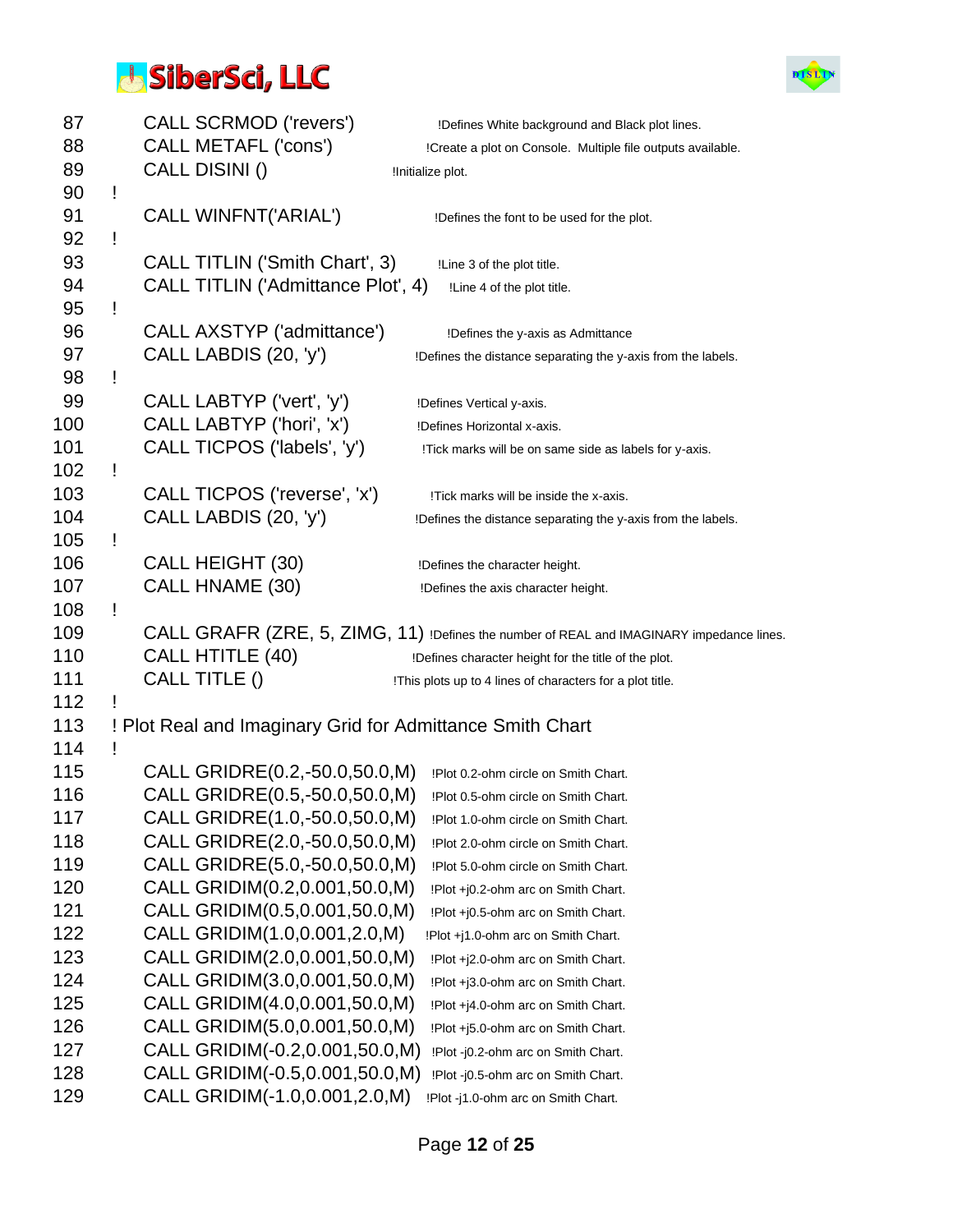```
87        CALL SCRMOD ('revers')              !Defines White background and Black plot lines.
88        CALL METAFL ('cons')                !Create a plot on Console.  Multiple file outputs available.
89        CALL DISINI ()                      !Initialize plot.
90    !
91        CALL WINFNT('ARIAL')                !Defines the font to be used for the plot.
92    !
93        CALL TITLIN ('Smith Chart', 3)      !Line 3 of the plot title.
94        CALL TITLIN ('Admittance Plot', 4)  !Line 4 of the plot title.
95    !
96        CALL AXSTYP ('admittance')          !Defines the y-axis as Admittance
97        CALL LABDIS (20, 'y')               !Defines the distance separating the y-axis from the labels.
98    !
99        CALL LABTYP ('vert', 'y')           !Defines Vertical y-axis.
100       CALL LABTYP ('hori', 'x')           !Defines Horizontal x-axis.
101       CALL TICPOS ('labels', 'y')         !Tick marks will be on same side as labels for y-axis.
102   !
103       CALL TICPOS ('reverse', 'x')        !Tick marks will be inside the x-axis.
104       CALL LABDIS (20, 'y')               !Defines the distance separating the y-axis from the labels.
105   !
106       CALL HEIGHT (30)                    !Defines the character height.
107       CALL HNAME (30)                     !Defines the axis character height.
108   !
109       CALL GRAFR (ZRE, 5, ZIMG, 11) !Defines the number of REAL and IMAGINARY impedance lines.
110       CALL HTITLE (40)                    !Defines character height for the title of the plot.
111       CALL TITLE ()                       !This plots up to 4 lines of characters for a plot title.
112   !
113   ! Plot Real and Imaginary Grid for Admittance Smith Chart
114   !
115       CALL GRIDRE(0.2,-50.0,50.0,M)       !Plot 0.2-ohm circle on Smith Chart.
116       CALL GRIDRE(0.5,-50.0,50.0,M)       !Plot 0.5-ohm circle on Smith Chart.
117       CALL GRIDRE(1.0,-50.0,50.0,M)       !Plot 1.0-ohm circle on Smith Chart.
118       CALL GRIDRE(2.0,-50.0,50.0,M)       !Plot 2.0-ohm circle on Smith Chart.
119       CALL GRIDRE(5.0,-50.0,50.0,M)       !Plot 5.0-ohm circle on Smith Chart.
120       CALL GRIDIM(0.2,0.001,50.0,M)       !Plot +j0.2-ohm arc on Smith Chart.
121       CALL GRIDIM(0.5,0.001,50.0,M)       !Plot +j0.5-ohm arc on Smith Chart.
122       CALL GRIDIM(1.0,0.001,2.0,M)        !Plot +j1.0-ohm arc on Smith Chart.
123       CALL GRIDIM(2.0,0.001,50.0,M)       !Plot +j2.0-ohm arc on Smith Chart.
124       CALL GRIDIM(3.0,0.001,50.0,M)       !Plot +j3.0-ohm arc on Smith Chart.
125       CALL GRIDIM(4.0,0.001,50.0,M)       !Plot +j4.0-ohm arc on Smith Chart.
126       CALL GRIDIM(5.0,0.001,50.0,M)       !Plot +j5.0-ohm arc on Smith Chart.
127       CALL GRIDIM(-0.2,0.001,50.0,M)      !Plot -j0.2-ohm arc on Smith Chart.
128       CALL GRIDIM(-0.5,0.001,50.0,M)      !Plot -j0.5-ohm arc on Smith Chart.
129       CALL GRIDIM(-1.0,0.001,2.0,M)       !Plot -j1.0-ohm arc on Smith Chart.
```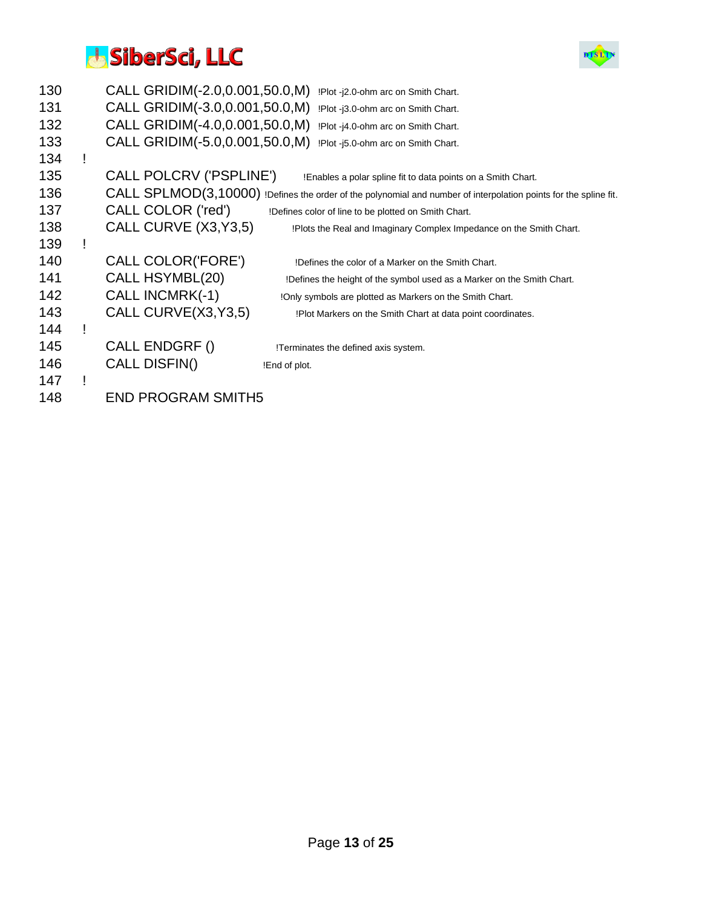```
130        CALL GRIDIM(-2.0,0.001,50.0,M)  !Plot -j2.0-ohm arc on Smith Chart.
131        CALL GRIDIM(-3.0,0.001,50.0,M)  !Plot -j3.0-ohm arc on Smith Chart.
132        CALL GRIDIM(-4.0,0.001,50.0,M)  !Plot -j4.0-ohm arc on Smith Chart.
133        CALL GRIDIM(-5.0,0.001,50.0,M)  !Plot -j5.0-ohm arc on Smith Chart.
134   !
135        CALL POLCRV ('PSPLINE')     !Enables a polar spline fit to data points on a Smith Chart.
136        CALL SPLMOD(3,10000) !Defines the order of the polynomial and number of interpolation points for the spline fit.
137        CALL COLOR ('red')      !Defines color of line to be plotted on Smith Chart.
138        CALL CURVE (X3,Y3,5)        !Plots the Real and Imaginary Complex Impedance on the Smith Chart.
139   !
140        CALL COLOR('FORE')        !Defines the color of a Marker on the Smith Chart.
141        CALL HSYMBL(20)         !Defines the height of the symbol used as a Marker on the Smith Chart.
142        CALL INCMRK(-1)        !Only symbols are plotted as Markers on the Smith Chart.
143        CALL CURVE(X3,Y3,5)        !Plot Markers on the Smith Chart at data point coordinates.
144   !
145        CALL ENDGRF ()        !Terminates the defined axis system.
146        CALL DISFIN()      !End of plot.
147   !
148        END PROGRAM SMITH5
```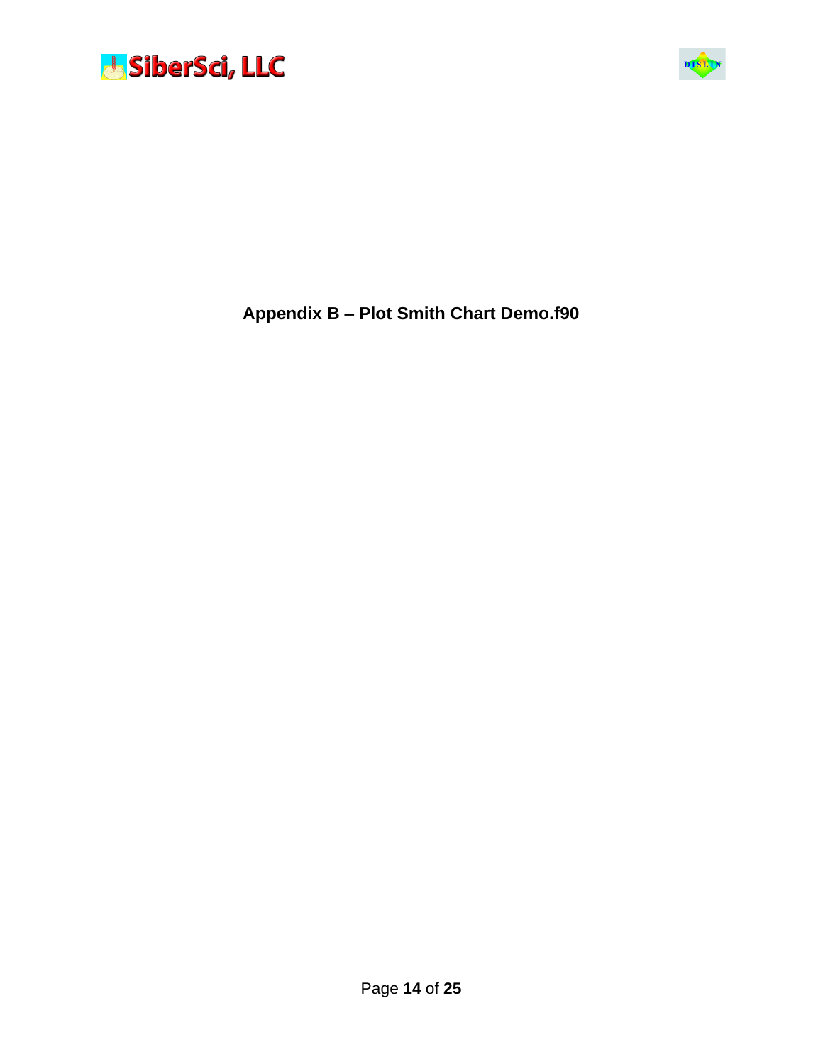# Appendix B – Plot Smith Chart Demo.f90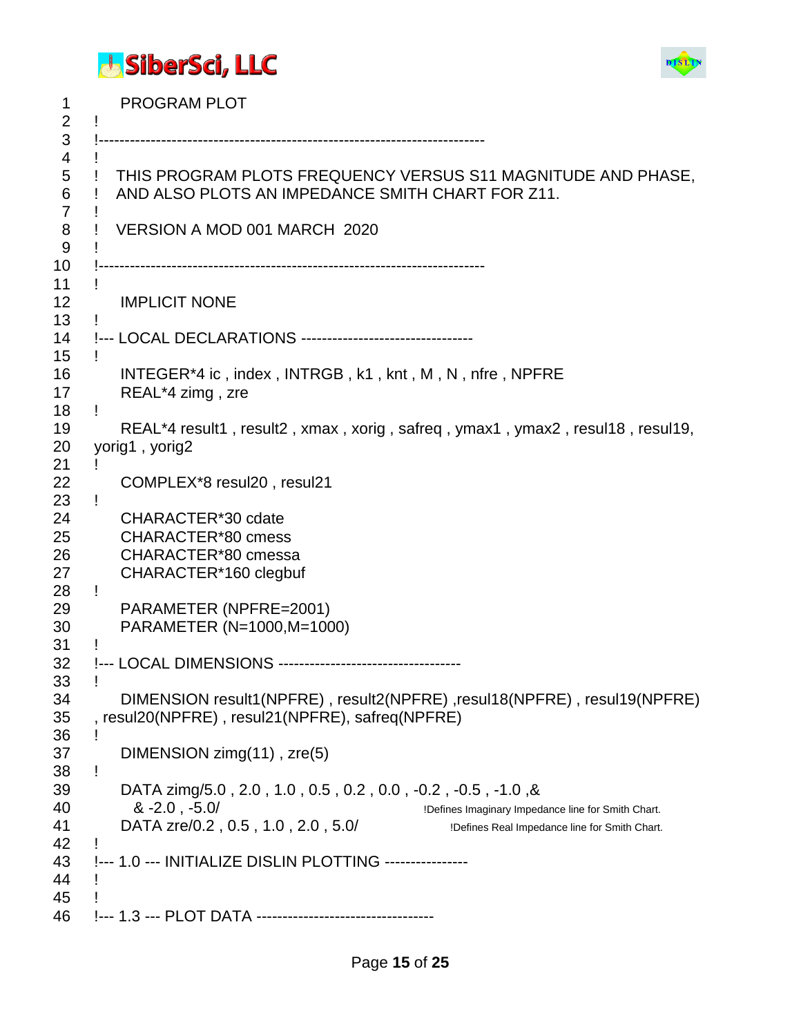```
1         PROGRAM PLOT
2    !
3    !------------------------------------------------------------------------
4    !
5    !  THIS PROGRAM PLOTS FREQUENCY VERSUS S11 MAGNITUDE AND PHASE,
6    !  AND ALSO PLOTS AN IMPEDANCE SMITH CHART FOR Z11.
7    !
8    !  VERSION A MOD 001 MARCH  2020
9    !
10   !------------------------------------------------------------------------
11   !
12        IMPLICIT NONE
13   !
14   !--- LOCAL DECLARATIONS ---------------------------------
15   !
16        INTEGER*4 ic , index , INTRGB , k1 , knt , M , N , nfre , NPFRE
17        REAL*4 zimg , zre
18   !
19        REAL*4 result1 , result2 , xmax , xorig , safreq , ymax1 , ymax2 , resul18 , resul19,
20   yorig1 , yorig2
21   !
22        COMPLEX*8 resul20 , resul21
23   !
24        CHARACTER*30 cdate
25        CHARACTER*80 cmess
26        CHARACTER*80 cmessa
27        CHARACTER*160 clegbuf
28   !
29        PARAMETER (NPFRE=2001)
30        PARAMETER (N=1000,M=1000)
31   !
32   !--- LOCAL DIMENSIONS ----------------------------------
33   !
34        DIMENSION result1(NPFRE) , result2(NPFRE) ,resul18(NPFRE) , resul19(NPFRE)
35   , resul20(NPFRE) , resul21(NPFRE), safreq(NPFRE)
36   !
37        DIMENSION zimg(11) , zre(5)
38   !
39        DATA zimg/5.0 , 2.0 , 1.0 , 0.5 , 0.2 , 0.0 , -0.2 , -0.5 , -1.0 ,&
40          & -2.0 , -5.0/                     !Defines Imaginary Impedance line for Smith Chart.
41        DATA zre/0.2 , 0.5 , 1.0 , 2.0 , 5.0/              !Defines Real Impedance line for Smith Chart.
42   !
43   !--- 1.0 --- INITIALIZE DISLIN PLOTTING ----------------
44   !
45   !
46   !--- 1.3 --- PLOT DATA ---------------------------------
```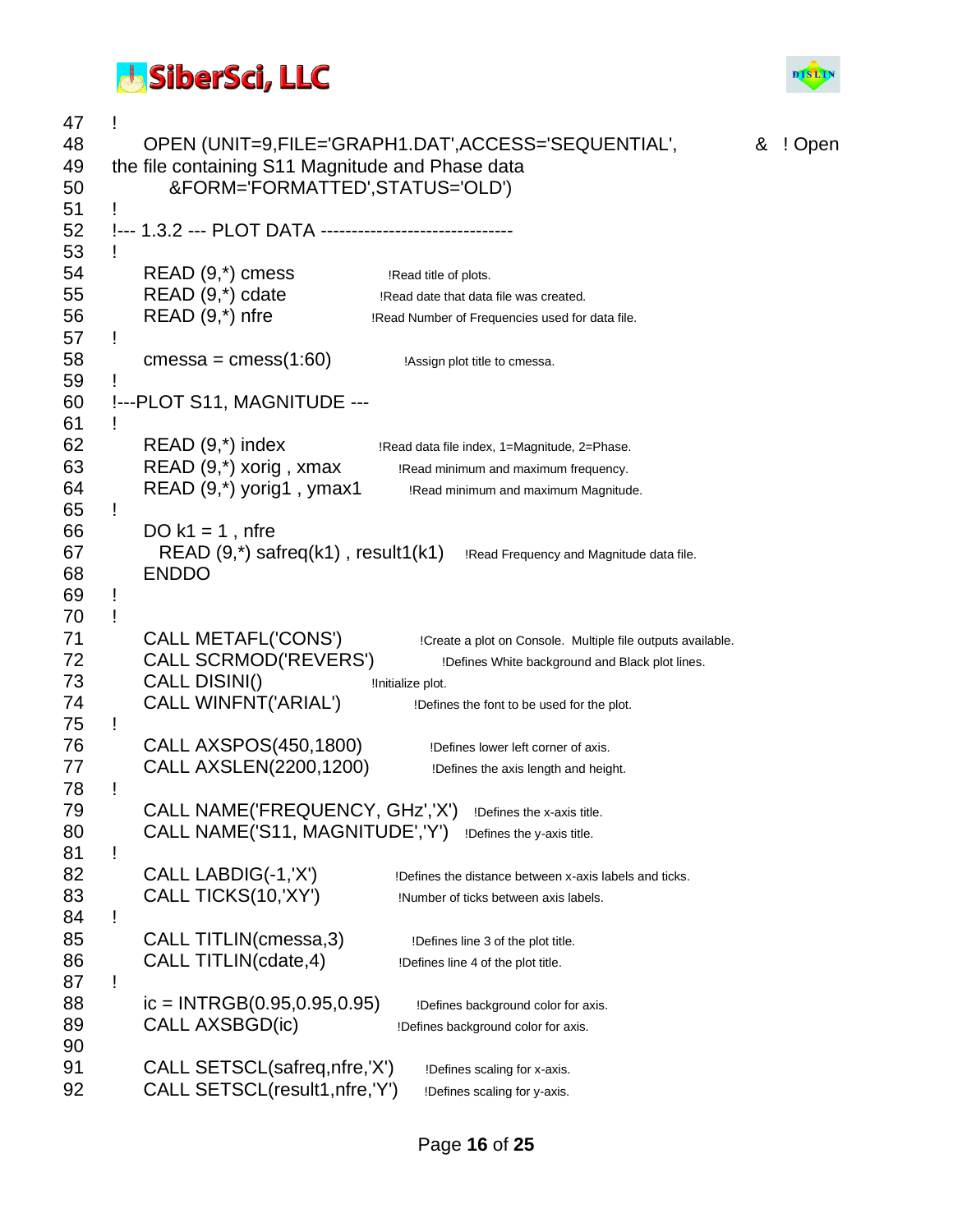```
47    !
48        OPEN (UNIT=9,FILE='GRAPH1.DAT',ACCESS='SEQUENTIAL',          &  ! Open
49    the file containing S11 Magnitude and Phase data
50            &FORM='FORMATTED',STATUS='OLD')
51    !
52    !--- 1.3.2 --- PLOT DATA -------------------------------
53    !
54        READ (9,*) cmess              !Read title of plots.
55        READ (9,*) cdate              !Read date that data file was created.
56        READ (9,*) nfre               !Read Number of Frequencies used for data file.
57    !
58        cmessa = cmess(1:60)          !Assign plot title to cmessa.
59    !
60    !---PLOT S11, MAGNITUDE ---
61    !
62        READ (9,*) index              !Read data file index, 1=Magnitude, 2=Phase.
63        READ (9,*) xorig , xmax       !Read minimum and maximum frequency.
64        READ (9,*) yorig1 , ymax1     !Read minimum and maximum Magnitude.
65    !
66        DO k1 = 1 , nfre
67          READ (9,*) safreq(k1) , result1(k1)    !Read Frequency and Magnitude data file.
68        ENDDO
69    !
70    !
71        CALL METAFL('CONS')           !Create a plot on Console.  Multiple file outputs available.
72        CALL SCRMOD('REVERS')         !Defines White background and Black plot lines.
73        CALL DISINI()                 !Initialize plot.
74        CALL WINFNT('ARIAL')          !Defines the font to be used for the plot.
75    !
76        CALL AXSPOS(450,1800)         !Defines lower left corner of axis.
77        CALL AXSLEN(2200,1200)        !Defines the axis length and height.
78    !
79        CALL NAME('FREQUENCY, GHz','X')   !Defines the x-axis title.
80        CALL NAME('S11, MAGNITUDE','Y')   !Defines the y-axis title.
81    !
82        CALL LABDIG(-1,'X')           !Defines the distance between x-axis labels and ticks.
83        CALL TICKS(10,'XY')           !Number of ticks between axis labels.
84    !
85        CALL TITLIN(cmessa,3)         !Defines line 3 of the plot title.
86        CALL TITLIN(cdate,4)          !Defines line 4 of the plot title.
87    !
88        ic = INTRGB(0.95,0.95,0.95)   !Defines background color for axis.
89        CALL AXSBGD(ic)               !Defines background color for axis.
90
91        CALL SETSCL(safreq,nfre,'X')     !Defines scaling for x-axis.
92        CALL SETSCL(result1,nfre,'Y')    !Defines scaling for y-axis.
```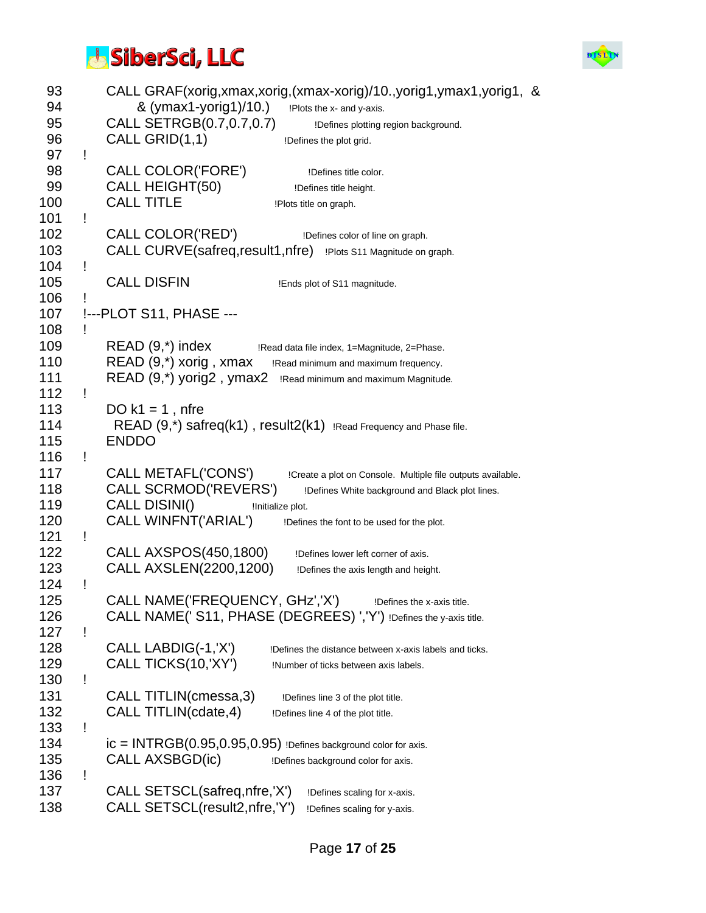```
 93        CALL GRAF(xorig,xmax,xorig,(xmax-xorig)/10.,yorig1,ymax1,yorig1,  &
 94             & (ymax1-yorig1)/10.)      !Plots the x- and y-axis.
 95        CALL SETRGB(0.7,0.7,0.7)        !Defines plotting region background.
 96        CALL GRID(1,1)                  !Defines the plot grid.
 97   !
 98        CALL COLOR('FORE')              !Defines title color.
 99        CALL HEIGHT(50)                 !Defines title height.
100        CALL TITLE                      !Plots title on graph.
101   !
102        CALL COLOR('RED')               !Defines color of line on graph.
103        CALL CURVE(safreq,result1,nfre)  !Plots S11 Magnitude on graph.
104   !
105        CALL DISFIN                     !Ends plot of S11 magnitude.
106   !
107   !---PLOT S11, PHASE ---
108   !
109        READ (9,*) index         !Read data file index, 1=Magnitude, 2=Phase.
110        READ (9,*) xorig , xmax     !Read minimum and maximum frequency.
111        READ (9,*) yorig2 , ymax2   !Read minimum and maximum Magnitude.
112   !
113        DO k1 = 1 , nfre
114          READ (9,*) safreq(k1) , result2(k1)  !Read Frequency and Phase file.
115        ENDDO
116   !
117        CALL METAFL('CONS')        !Create a plot on Console.  Multiple file outputs available.
118        CALL SCRMOD('REVERS')       !Defines White background and Black plot lines.
119        CALL DISINI()              !Initialize plot.
120        CALL WINFNT('ARIAL')        !Defines the font to be used for the plot.
121   !
122        CALL AXSPOS(450,1800)        !Defines lower left corner of axis.
123        CALL AXSLEN(2200,1200)       !Defines the axis length and height.
124   !
125        CALL NAME('FREQUENCY, GHz','X')        !Defines the x-axis title.
126        CALL NAME(' S11, PHASE (DEGREES) ','Y') !Defines the y-axis title.
127   !
128        CALL LABDIG(-1,'X')         !Defines the distance between x-axis labels and ticks.
129        CALL TICKS(10,'XY')         !Number of ticks between axis labels.
130   !
131        CALL TITLIN(cmessa,3)        !Defines line 3 of the plot title.
132        CALL TITLIN(cdate,4)         !Defines line 4 of the plot title.
133   !
134        ic = INTRGB(0.95,0.95,0.95) !Defines background color for axis.
135        CALL AXSBGD(ic)             !Defines background color for axis.
136   !
137        CALL SETSCL(safreq,nfre,'X')   !Defines scaling for x-axis.
138        CALL SETSCL(result2,nfre,'Y')  !Defines scaling for y-axis.
```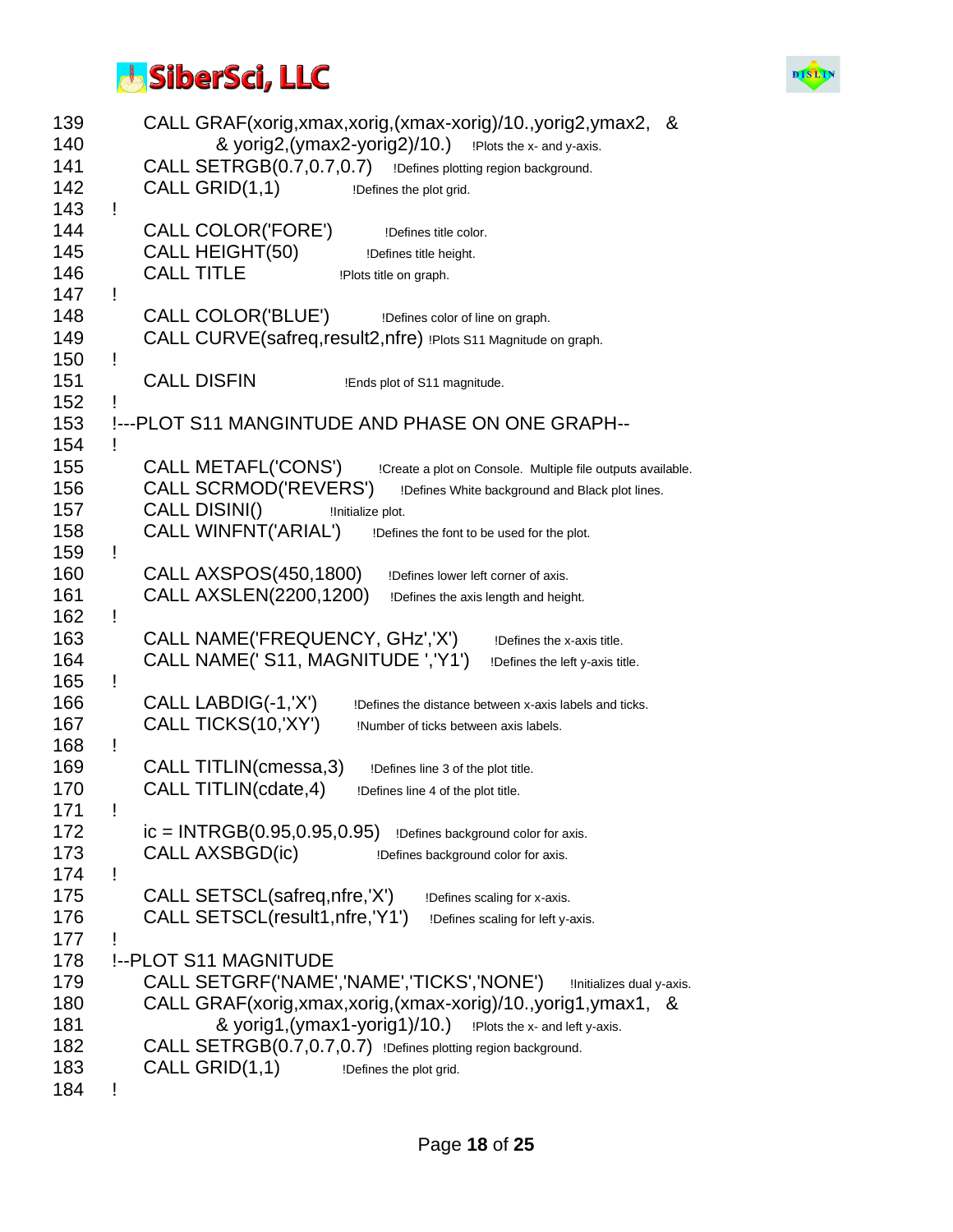```
139        CALL GRAF(xorig,xmax,xorig,(xmax-xorig)/10.,yorig2,ymax2,   &
140                 & yorig2,(ymax2-yorig2)/10.)   !Plots the x- and y-axis.
141        CALL SETRGB(0.7,0.7,0.7)     !Defines plotting region background.
142        CALL GRID(1,1)               !Defines the plot grid.
143   !
144        CALL COLOR('FORE')           !Defines title color.
145        CALL HEIGHT(50)              !Defines title height.
146        CALL TITLE                   !Plots title on graph.
147   !
148        CALL COLOR('BLUE')           !Defines color of line on graph.
149        CALL CURVE(safreq,result2,nfre) !Plots S11 Magnitude on graph.
150   !
151        CALL DISFIN                  !Ends plot of S11 magnitude.
152   !
153   !---PLOT S11 MANGINTUDE AND PHASE ON ONE GRAPH--
154   !
155        CALL METAFL('CONS')          !Create a plot on Console.  Multiple file outputs available.
156        CALL SCRMOD('REVERS')        !Defines White background and Black plot lines.
157        CALL DISINI()                !Initialize plot.
158        CALL WINFNT('ARIAL')         !Defines the font to be used for the plot.
159   !
160        CALL AXSPOS(450,1800)        !Defines lower left corner of axis.
161        CALL AXSLEN(2200,1200)       !Defines the axis length and height.
162   !
163        CALL NAME('FREQUENCY, GHz','X')      !Defines the x-axis title.
164        CALL NAME(' S11, MAGNITUDE ','Y1')   !Defines the left y-axis title.
165   !
166        CALL LABDIG(-1,'X')          !Defines the distance between x-axis labels and ticks.
167        CALL TICKS(10,'XY')          !Number of ticks between axis labels.
168   !
169        CALL TITLIN(cmessa,3)        !Defines line 3 of the plot title.
170        CALL TITLIN(cdate,4)         !Defines line 4 of the plot title.
171   !
172        ic = INTRGB(0.95,0.95,0.95)  !Defines background color for axis.
173        CALL AXSBGD(ic)              !Defines background color for axis.
174   !
175        CALL SETSCL(safreq,nfre,'X')     !Defines scaling for x-axis.
176        CALL SETSCL(result1,nfre,'Y1')   !Defines scaling for left y-axis.
177   !
178   !--PLOT S11 MAGNITUDE
179        CALL SETGRF('NAME','NAME','TICKS','NONE')   !Initializes dual y-axis.
180        CALL GRAF(xorig,xmax,xorig,(xmax-xorig)/10.,yorig1,ymax1,   &
181                 & yorig1,(ymax1-yorig1)/10.)   !Plots the x- and left y-axis.
182        CALL SETRGB(0.7,0.7,0.7) !Defines plotting region background.
183        CALL GRID(1,1)           !Defines the plot grid.
184   !
```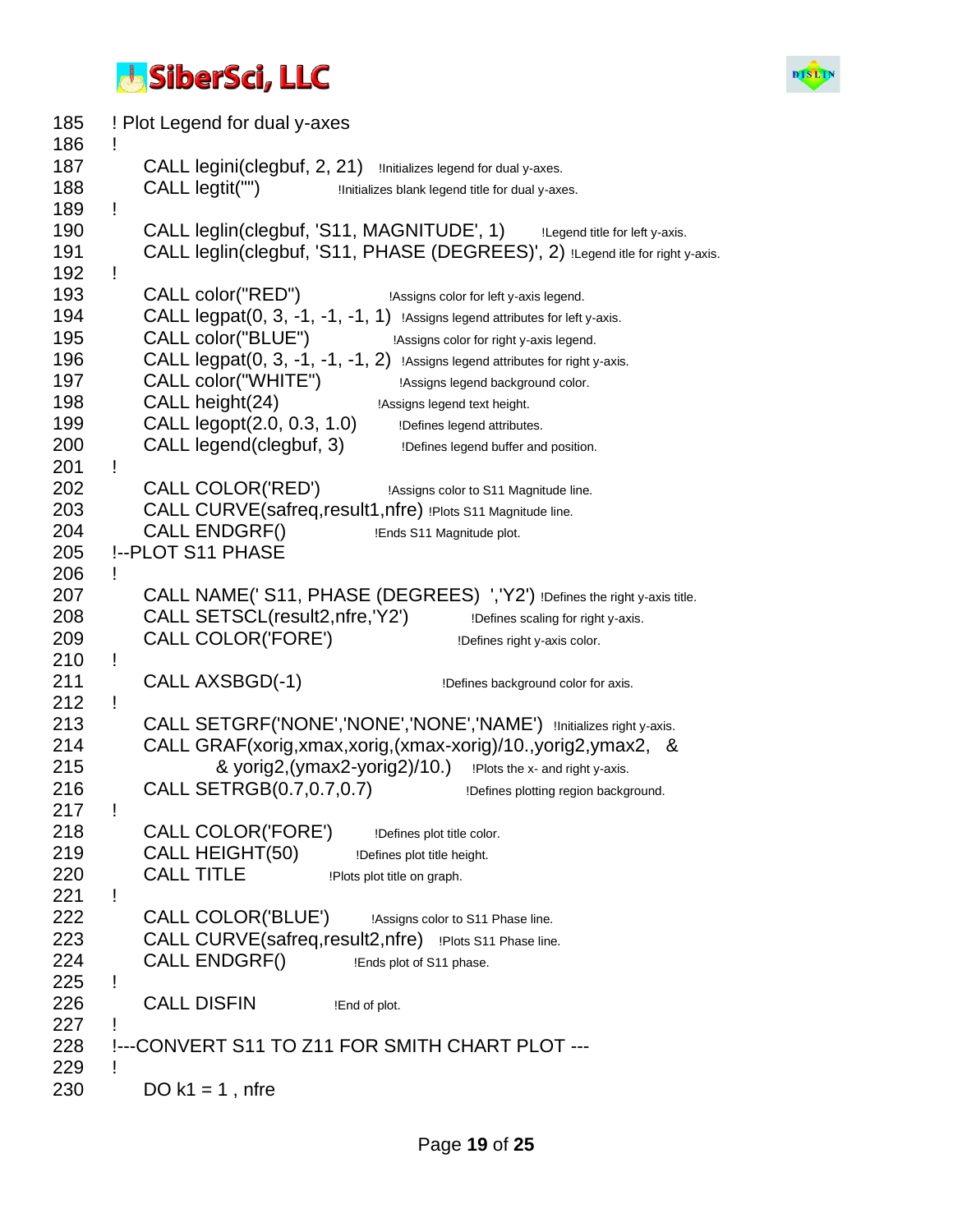```
185  ! Plot Legend for dual y-axes
186  !
187       CALL legini(clegbuf, 2, 21)   !Initializes legend for dual y-axes.
188       CALL legtit("")               !Initializes blank legend title for dual y-axes.
189  !
190       CALL leglin(clegbuf, 'S11, MAGNITUDE', 1)        !Legend title for left y-axis.
191       CALL leglin(clegbuf, 'S11, PHASE (DEGREES)', 2) !Legend itle for right y-axis.
192  !
193       CALL color("RED")              !Assigns color for left y-axis legend.
194       CALL legpat(0, 3, -1, -1, -1, 1)  !Assigns legend attributes for left y-axis.
195       CALL color("BLUE")             !Assigns color for right y-axis legend.
196       CALL legpat(0, 3, -1, -1, -1, 2)  !Assigns legend attributes for right y-axis.
197       CALL color("WHITE")            !Assigns legend background color.
198       CALL height(24)                !Assigns legend text height.
199       CALL legopt(2.0, 0.3, 1.0)     !Defines legend attributes.
200       CALL legend(clegbuf, 3)        !Defines legend buffer and position.
201  !
202       CALL COLOR('RED')              !Assigns color to S11 Magnitude line.
203       CALL CURVE(safreq,result1,nfre) !Plots S11 Magnitude line.
204       CALL ENDGRF()                  !Ends S11 Magnitude plot.
205  !--PLOT S11 PHASE
206  !
207       CALL NAME(' S11, PHASE (DEGREES)  ','Y2') !Defines the right y-axis title.
208       CALL SETSCL(result2,nfre,'Y2')          !Defines scaling for right y-axis.
209       CALL COLOR('FORE')                      !Defines right y-axis color.
210  !
211       CALL AXSBGD(-1)                         !Defines background color for axis.
212  !
213       CALL SETGRF('NONE','NONE','NONE','NAME')  !Initializes right y-axis.
214       CALL GRAF(xorig,xmax,xorig,(xmax-xorig)/10.,yorig2,ymax2,  &
215                 & yorig2,(ymax2-yorig2)/10.)   !Plots the x- and right y-axis.
216       CALL SETRGB(0.7,0.7,0.7)                !Defines plotting region background.
217  !
218       CALL COLOR('FORE')         !Defines plot title color.
219       CALL HEIGHT(50)            !Defines plot title height.
220       CALL TITLE                 !Plots plot title on graph.
221  !
222       CALL COLOR('BLUE')         !Assigns color to S11 Phase line.
223       CALL CURVE(safreq,result2,nfre)   !Plots S11 Phase line.
224       CALL ENDGRF()              !Ends plot of S11 phase.
225  !
226       CALL DISFIN                !End of plot.
227  !
228  !---CONVERT S11 TO Z11 FOR SMITH CHART PLOT ---
229  !
230       DO k1 = 1 , nfre
```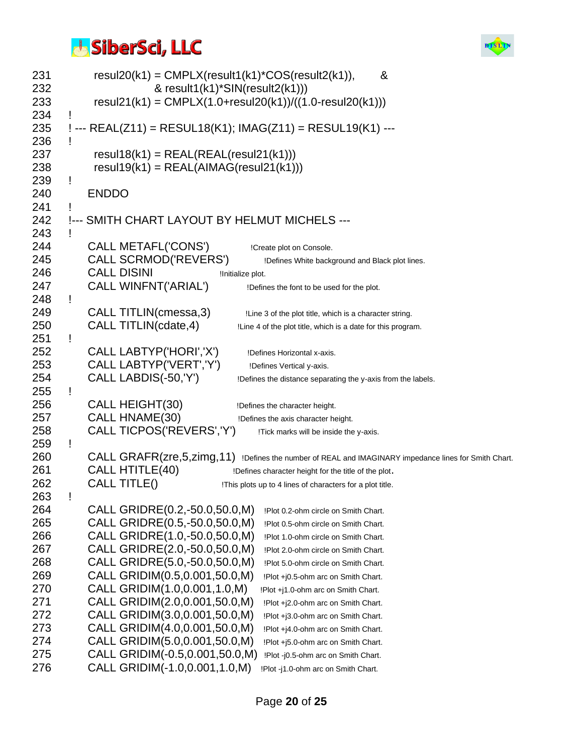```
231         resul20(k1) = CMPLX(result1(k1)*COS(result2(k1)),        &
232                     & result1(k1)*SIN(result2(k1)))
233         resul21(k1) = CMPLX(1.0+resul20(k1))/((1.0-resul20(k1)))
234   !
235   ! --- REAL(Z11) = RESUL18(K1); IMAG(Z11) = RESUL19(K1) ---
236   !
237         resul18(k1) = REAL(REAL(resul21(k1)))
238         resul19(k1) = REAL(AIMAG(resul21(k1)))
239   !
240       ENDDO
241   !
242   !--- SMITH CHART LAYOUT BY HELMUT MICHELS ---
243   !
244       CALL METAFL('CONS')          !Create plot on Console.
245       CALL SCRMOD('REVERS')        !Defines White background and Black plot lines.
246       CALL DISINI                  !Initialize plot.
247       CALL WINFNT('ARIAL')         !Defines the font to be used for the plot.
248   !
249       CALL TITLIN(cmessa,3)        !Line 3 of the plot title, which is a character string.
250       CALL TITLIN(cdate,4)         !Line 4 of the plot title, which is a date for this program.
251   !
252       CALL LABTYP('HORI','X')      !Defines Horizontal x-axis.
253       CALL LABTYP('VERT','Y')      !Defines Vertical y-axis.
254       CALL LABDIS(-50,'Y')         !Defines the distance separating the y-axis from the labels.
255   !
256       CALL HEIGHT(30)              !Defines the character height.
257       CALL HNAME(30)               !Defines the axis character height.
258       CALL TICPOS('REVERS','Y')    !Tick marks will be inside the y-axis.
259   !
260       CALL GRAFR(zre,5,zimg,11)  !Defines the number of REAL and IMAGINARY impedance lines for Smith Chart.
261       CALL HTITLE(40)              !Defines character height for the title of the plot.
262       CALL TITLE()                 !This plots up to 4 lines of characters for a plot title.
263   !
264       CALL GRIDRE(0.2,-50.0,50.0,M)    !Plot 0.2-ohm circle on Smith Chart.
265       CALL GRIDRE(0.5,-50.0,50.0,M)    !Plot 0.5-ohm circle on Smith Chart.
266       CALL GRIDRE(1.0,-50.0,50.0,M)    !Plot 1.0-ohm circle on Smith Chart.
267       CALL GRIDRE(2.0,-50.0,50.0,M)    !Plot 2.0-ohm circle on Smith Chart.
268       CALL GRIDRE(5.0,-50.0,50.0,M)    !Plot 5.0-ohm circle on Smith Chart.
269       CALL GRIDIM(0.5,0.001,50.0,M)    !Plot +j0.5-ohm arc on Smith Chart.
270       CALL GRIDIM(1.0,0.001,1.0,M)     !Plot +j1.0-ohm arc on Smith Chart.
271       CALL GRIDIM(2.0,0.001,50.0,M)    !Plot +j2.0-ohm arc on Smith Chart.
272       CALL GRIDIM(3.0,0.001,50.0,M)    !Plot +j3.0-ohm arc on Smith Chart.
273       CALL GRIDIM(4.0,0.001,50.0,M)    !Plot +j4.0-ohm arc on Smith Chart.
274       CALL GRIDIM(5.0,0.001,50.0,M)    !Plot +j5.0-ohm arc on Smith Chart.
275       CALL GRIDIM(-0.5,0.001,50.0,M)   !Plot -j0.5-ohm arc on Smith Chart.
276       CALL GRIDIM(-1.0,0.001,1.0,M)    !Plot -j1.0-ohm arc on Smith Chart.
```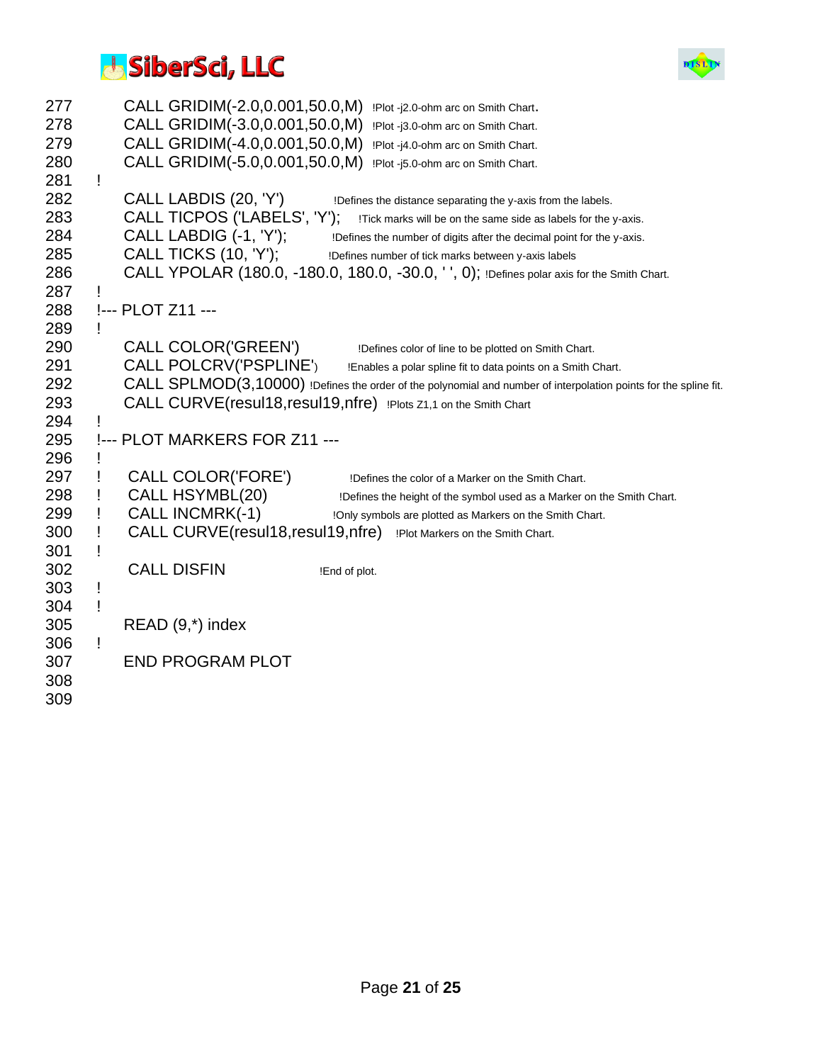```
277       CALL GRIDIM(-2.0,0.001,50.0,M)  !Plot -j2.0-ohm arc on Smith Chart.
278       CALL GRIDIM(-3.0,0.001,50.0,M)  !Plot -j3.0-ohm arc on Smith Chart.
279       CALL GRIDIM(-4.0,0.001,50.0,M)  !Plot -j4.0-ohm arc on Smith Chart.
280       CALL GRIDIM(-5.0,0.001,50.0,M)  !Plot -j5.0-ohm arc on Smith Chart.
281   !
282       CALL LABDIS (20, 'Y')           !Defines the distance separating the y-axis from the labels.
283       CALL TICPOS ('LABELS', 'Y');    !Tick marks will be on the same side as labels for the y-axis.
284       CALL LABDIG (-1, 'Y');          !Defines the number of digits after the decimal point for the y-axis.
285       CALL TICKS (10, 'Y');           !Defines number of tick marks between y-axis labels
286       CALL YPOLAR (180.0, -180.0, 180.0, -30.0, ' ', 0); !Defines polar axis for the Smith Chart.
287   !
288   !--- PLOT Z11 ---
289   !
290       CALL COLOR('GREEN')             !Defines color of line to be plotted on Smith Chart.
291       CALL POLCRV('PSPLINE')          !Enables a polar spline fit to data points on a Smith Chart.
292       CALL SPLMOD(3,10000) !Defines the order of the polynomial and number of interpolation points for the spline fit.
293       CALL CURVE(resul18,resul19,nfre)  !Plots Z1,1 on the Smith Chart
294   !
295   !--- PLOT MARKERS FOR Z11 ---
296   !
297   !    CALL COLOR('FORE')             !Defines the color of a Marker on the Smith Chart.
298   !    CALL HSYMBL(20)                !Defines the height of the symbol used as a Marker on the Smith Chart.
299   !    CALL INCMRK(-1)                !Only symbols are plotted as Markers on the Smith Chart.
300   !    CALL CURVE(resul18,resul19,nfre)  !Plot Markers on the Smith Chart.
301   !
302        CALL DISFIN                    !End of plot.
303   !
304   !
305       READ (9,*) index
306   !
307       END PROGRAM PLOT
308
309
```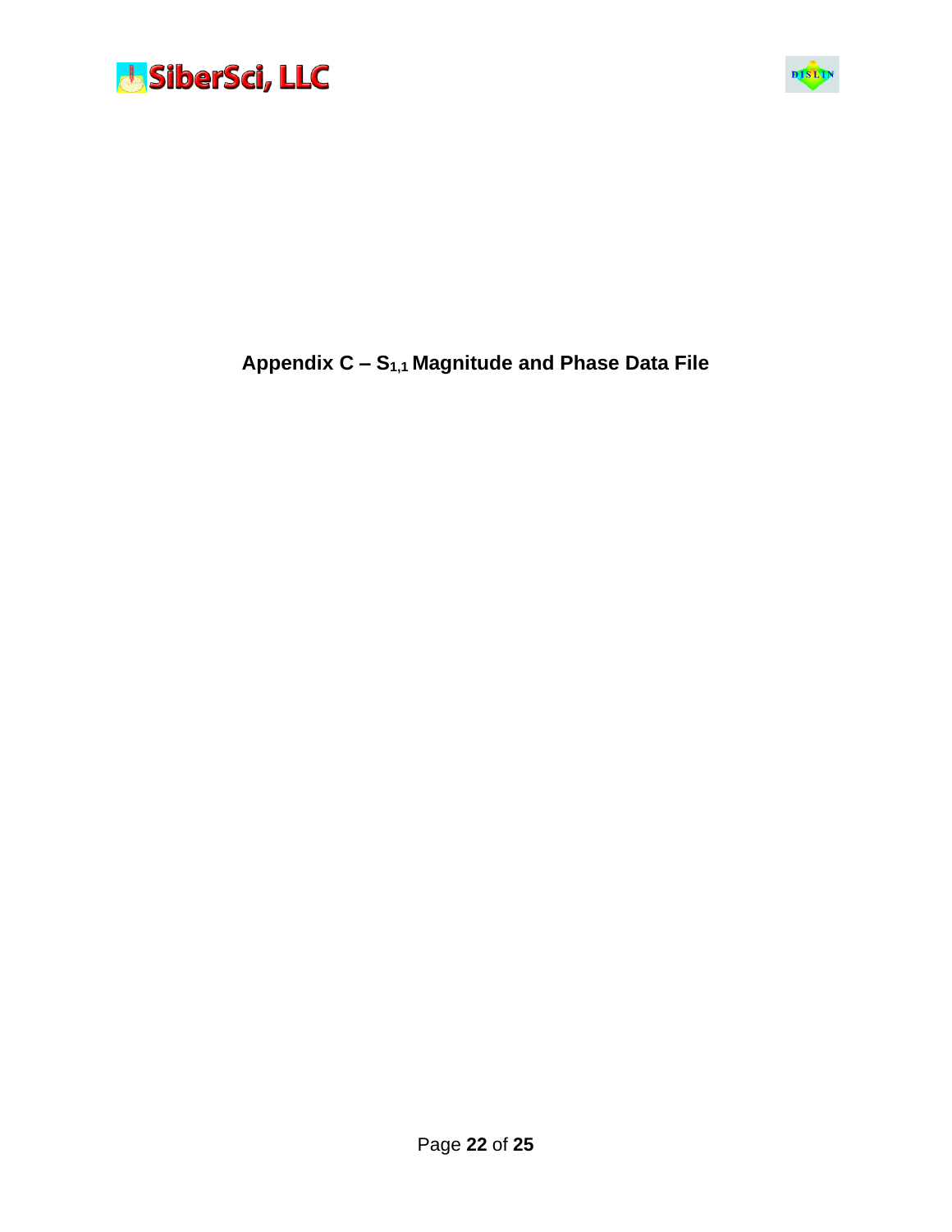# Appendix C – $S_{1,1}$ Magnitude and Phase Data File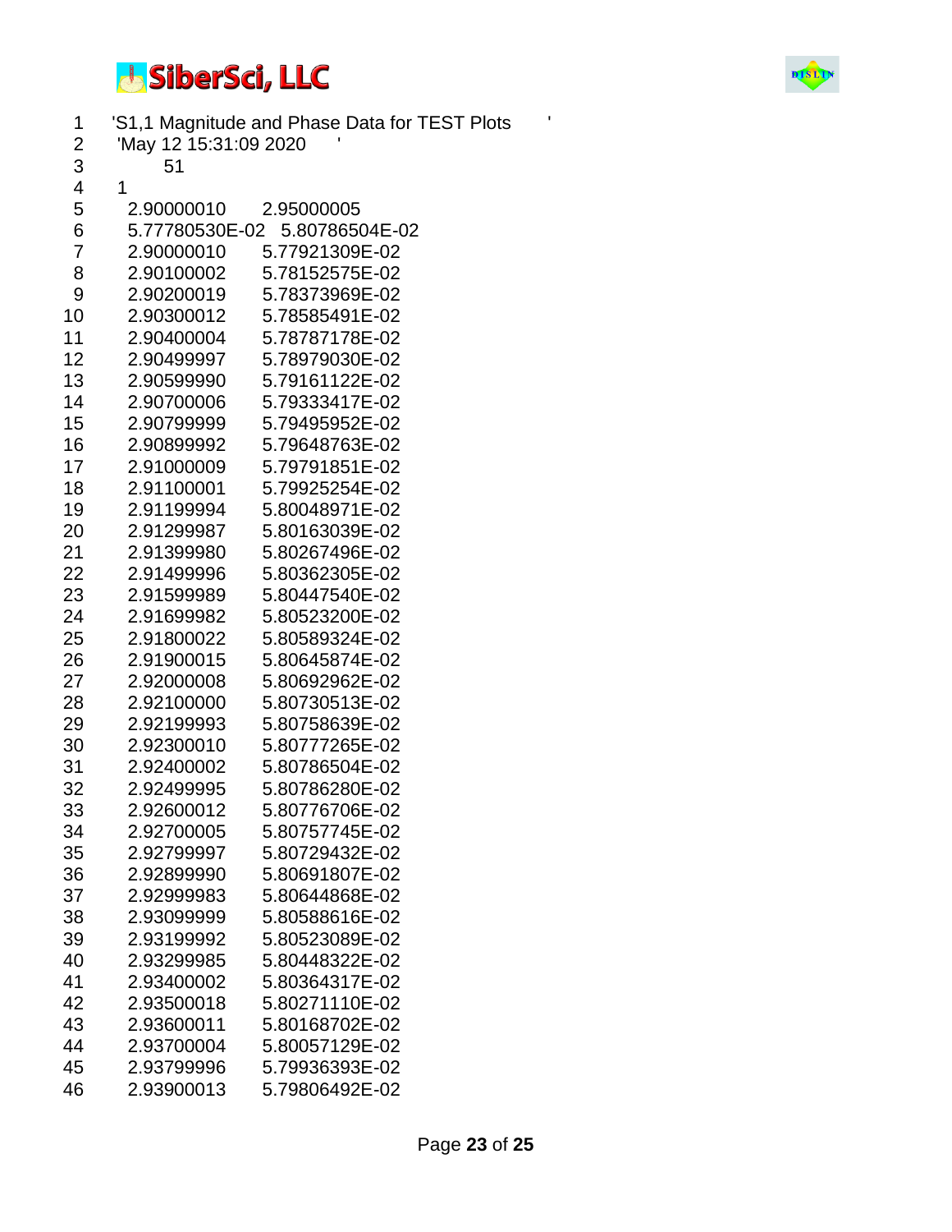```
1    'S1,1 Magnitude and Phase Data for TEST Plots        '
2    'May 12 15:31:09 2020     '
3         51
4    1
5      2.90000010     2.95000005
6      5.77780530E-02  5.80786504E-02
7      2.90000010     5.77921309E-02
8      2.90100002     5.78152575E-02
9      2.90200019     5.78373969E-02
10     2.90300012     5.78585491E-02
11     2.90400004     5.78787178E-02
12     2.90499997     5.78979030E-02
13     2.90599990     5.79161122E-02
14     2.90700006     5.79333417E-02
15     2.90799999     5.79495952E-02
16     2.90899992     5.79648763E-02
17     2.91000009     5.79791851E-02
18     2.91100001     5.79925254E-02
19     2.91199994     5.80048971E-02
20     2.91299987     5.80163039E-02
21     2.91399980     5.80267496E-02
22     2.91499996     5.80362305E-02
23     2.91599989     5.80447540E-02
24     2.91699982     5.80523200E-02
25     2.91800022     5.80589324E-02
26     2.91900015     5.80645874E-02
27     2.92000008     5.80692962E-02
28     2.92100000     5.80730513E-02
29     2.92199993     5.80758639E-02
30     2.92300010     5.80777265E-02
31     2.92400002     5.80786504E-02
32     2.92499995     5.80786280E-02
33     2.92600012     5.80776706E-02
34     2.92700005     5.80757745E-02
35     2.92799997     5.80729432E-02
36     2.92899990     5.80691807E-02
37     2.92999983     5.80644868E-02
38     2.93099999     5.80588616E-02
39     2.93199992     5.80523089E-02
40     2.93299985     5.80448322E-02
41     2.93400002     5.80364317E-02
42     2.93500018     5.80271110E-02
43     2.93600011     5.80168702E-02
44     2.93700004     5.80057129E-02
45     2.93799996     5.79936393E-02
46     2.93900013     5.79806492E-02
```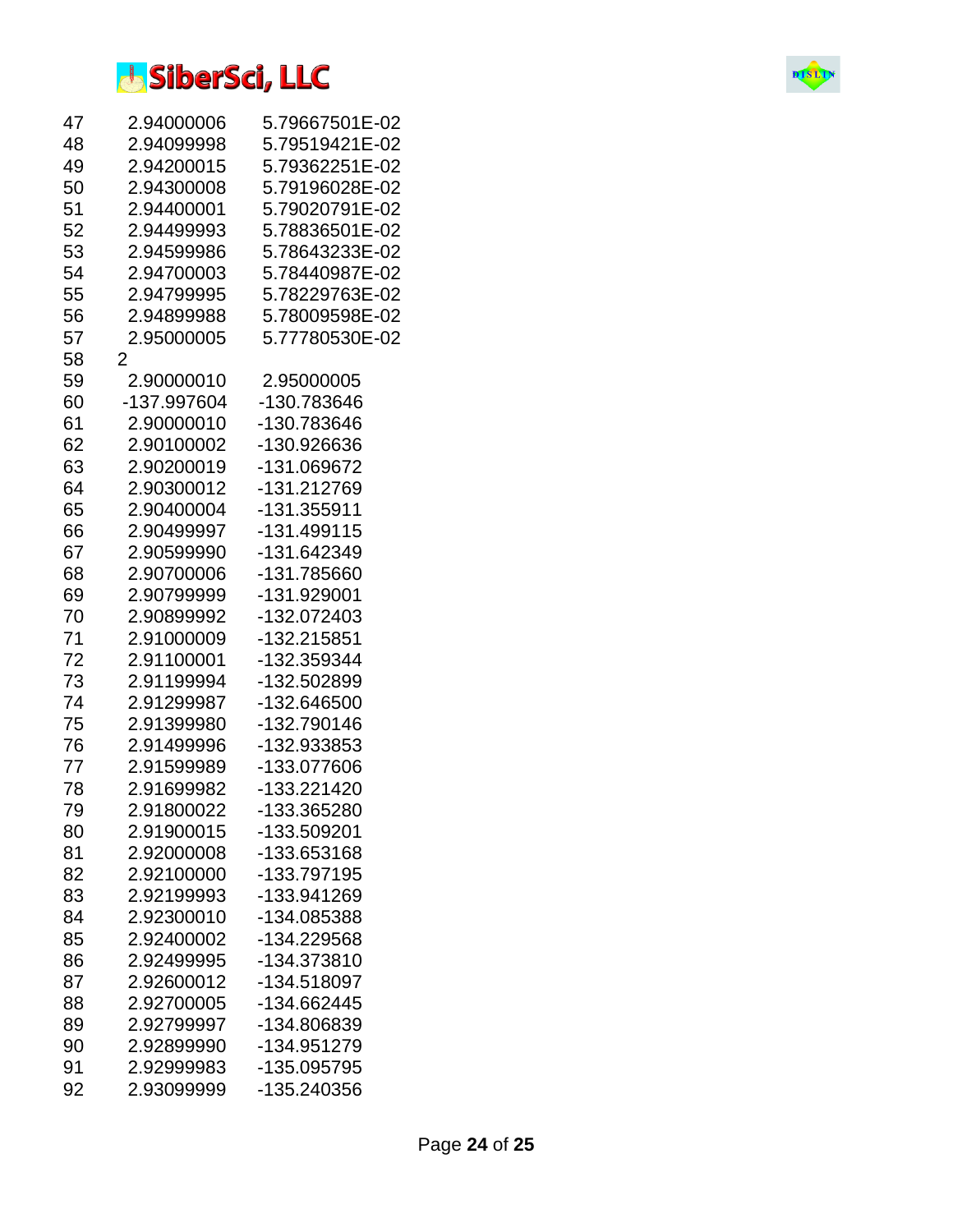```
47     2.94000006     5.79667501E-02
48     2.94099998     5.79519421E-02
49     2.94200015     5.79362251E-02
50     2.94300008     5.79196028E-02
51     2.94400001     5.79020791E-02
52     2.94499993     5.78836501E-02
53     2.94599986     5.78643233E-02
54     2.94700003     5.78440987E-02
55     2.94799995     5.78229763E-02
56     2.94899988     5.78009598E-02
57     2.95000005     5.77780530E-02
58     2
59     2.90000010     2.95000005
60     -137.997604    -130.783646
61     2.90000010     -130.783646
62     2.90100002     -130.926636
63     2.90200019     -131.069672
64     2.90300012     -131.212769
65     2.90400004     -131.355911
66     2.90499997     -131.499115
67     2.90599990     -131.642349
68     2.90700006     -131.785660
69     2.90799999     -131.929001
70     2.90899992     -132.072403
71     2.91000009     -132.215851
72     2.91100001     -132.359344
73     2.91199994     -132.502899
74     2.91299987     -132.646500
75     2.91399980     -132.790146
76     2.91499996     -132.933853
77     2.91599989     -133.077606
78     2.91699982     -133.221420
79     2.91800022     -133.365280
80     2.91900015     -133.509201
81     2.92000008     -133.653168
82     2.92100000     -133.797195
83     2.92199993     -133.941269
84     2.92300010     -134.085388
85     2.92400002     -134.229568
86     2.92499995     -134.373810
87     2.92600012     -134.518097
88     2.92700005     -134.662445
89     2.92799997     -134.806839
90     2.92899990     -134.951279
91     2.92999983     -135.095795
92     2.93099999     -135.240356
```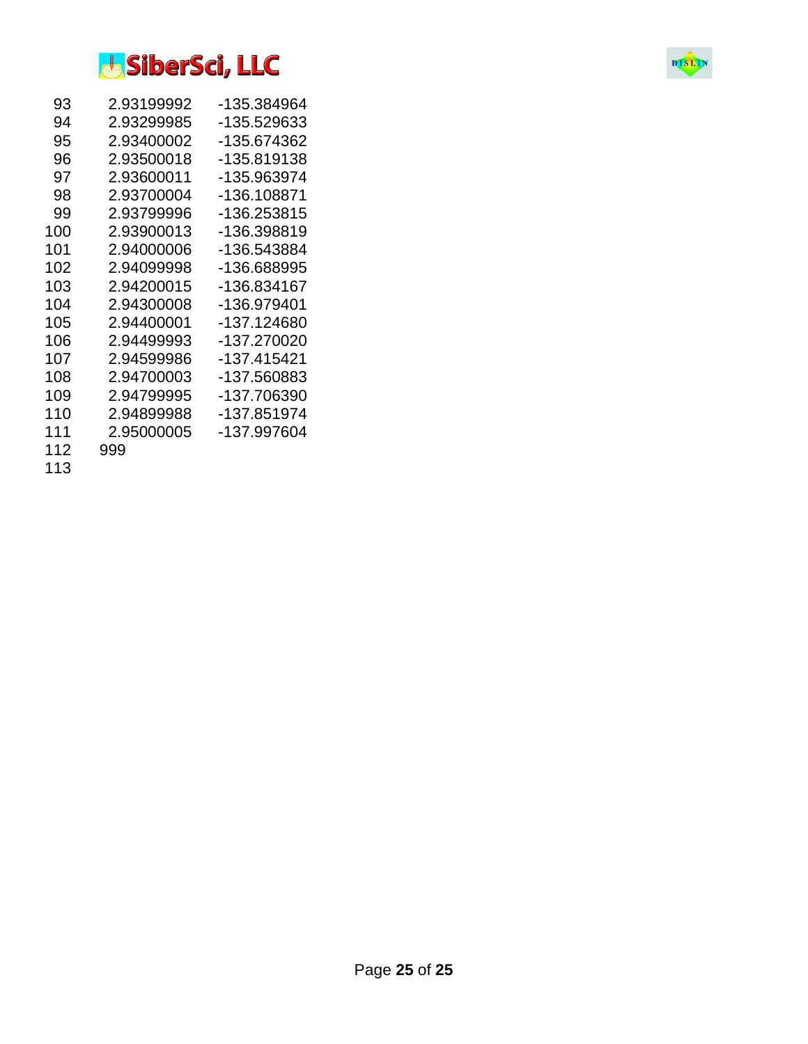| | | |
|---|---|---|
| 93 | 2.93199992 | -135.384964 |
| 94 | 2.93299985 | -135.529633 |
| 95 | 2.93400002 | -135.674362 |
| 96 | 2.93500018 | -135.819138 |
| 97 | 2.93600011 | -135.963974 |
| 98 | 2.93700004 | -136.108871 |
| 99 | 2.93799996 | -136.253815 |
| 100 | 2.93900013 | -136.398819 |
| 101 | 2.94000006 | -136.543884 |
| 102 | 2.94099998 | -136.688995 |
| 103 | 2.94200015 | -136.834167 |
| 104 | 2.94300008 | -136.979401 |
| 105 | 2.94400001 | -137.124680 |
| 106 | 2.94499993 | -137.270020 |
| 107 | 2.94599986 | -137.415421 |
| 108 | 2.94700003 | -137.560883 |
| 109 | 2.94799995 | -137.706390 |
| 110 | 2.94899988 | -137.851974 |
| 111 | 2.95000005 | -137.997604 |
| 112 | 999 | |
| 113 | | |